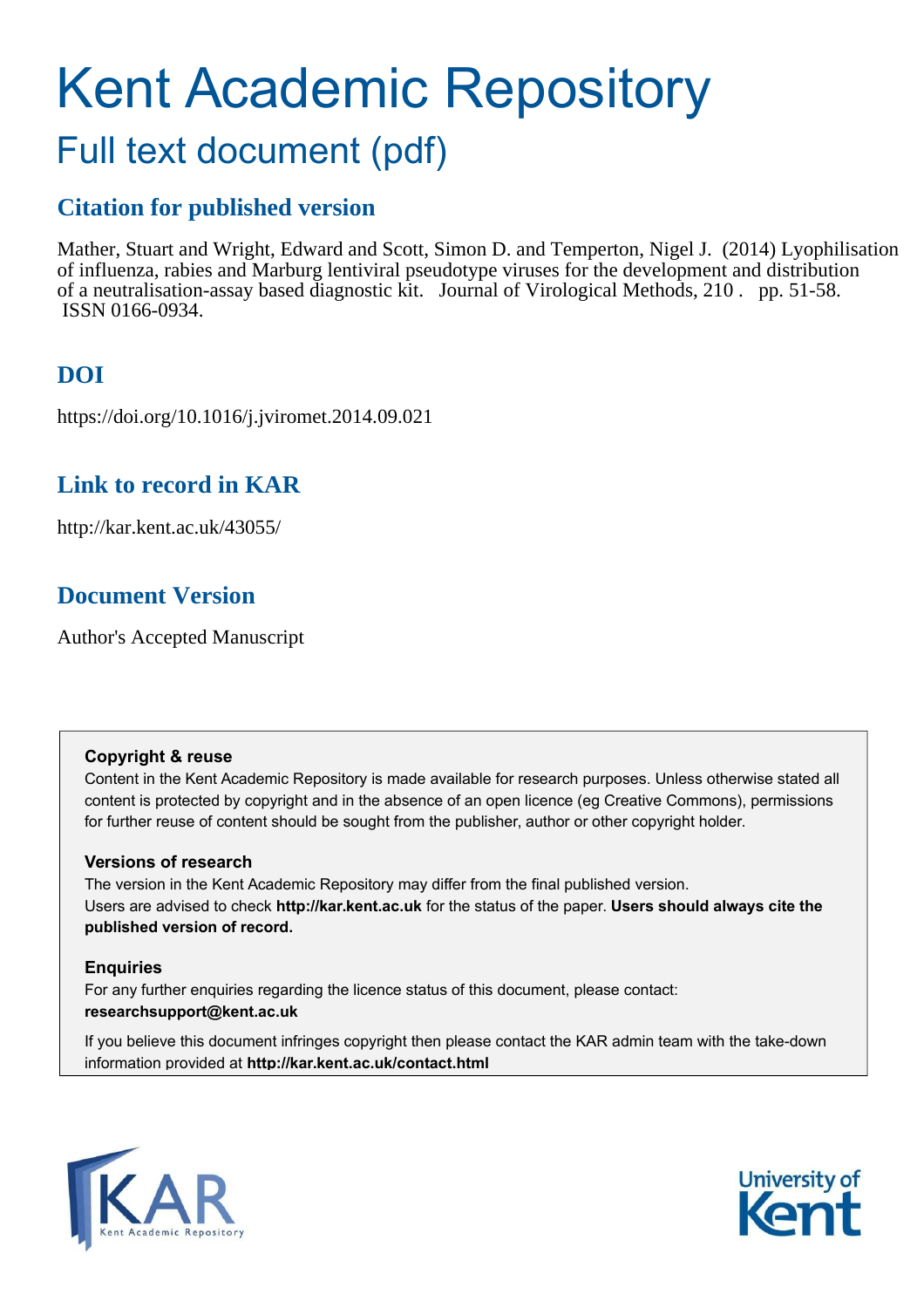# Kent Academic Repository

## Full text document (pdf)

### Citation for published version

Mather, Stuart and Wright, Edward and Scott, Simon D. and Temperton, Nigel J. (2014) Lyophilisation of influenza, rabies and Marburg lentiviral pseudotype viruses for the development and distribution of a neutralisation-assay based diagnostic kit. Journal of Virological Methods, 210 . pp. 51-58. ISSN 0166-0934.

### DOI

https://doi.org/10.1016/j.jviromet.2014.09.021

### Link to record in KAR

http://kar.kent.ac.uk/43055/

### Document Version

Author's Accepted Manuscript

**Copyright & reuse**

Content in the Kent Academic Repository is made available for research purposes. Unless otherwise stated all content is protected by copyright and in the absence of an open licence (eg Creative Commons), permissions for further reuse of content should be sought from the publisher, author or other copyright holder.

**Versions of research**

The version in the Kent Academic Repository may differ from the final published version.
Users are advised to check **http://kar.kent.ac.uk** for the status of the paper. **Users should always cite the published version of record.**

**Enquiries**

For any further enquiries regarding the licence status of this document, please contact:
**researchsupport@kent.ac.uk**

If you believe this document infringes copyright then please contact the KAR admin team with the take-down information provided at **http://kar.kent.ac.uk/contact.html**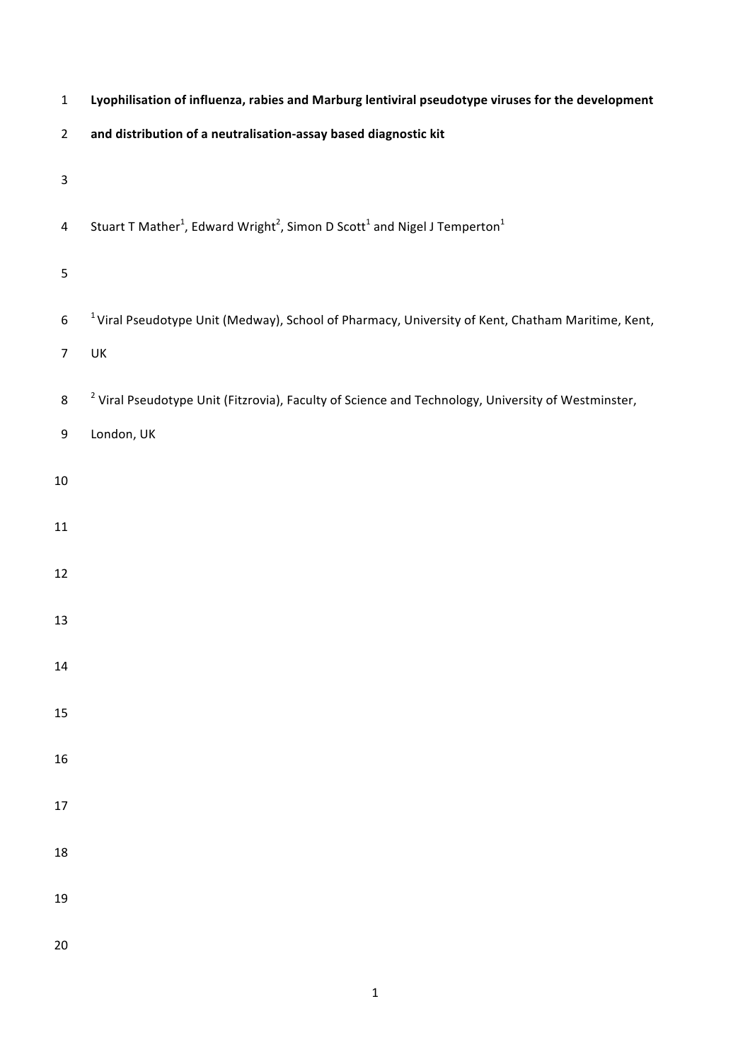**Lyophilisation of influenza, rabies and Marburg lentiviral pseudotype viruses for the development and distribution of a neutralisation-assay based diagnostic kit**

Stuart T Mather[1], Edward Wright[2], Simon D Scott[1] and Nigel J Temperton[1]

[1] Viral Pseudotype Unit (Medway), School of Pharmacy, University of Kent, Chatham Maritime, Kent, UK

[2] Viral Pseudotype Unit (Fitzrovia), Faculty of Science and Technology, University of Westminster, London, UK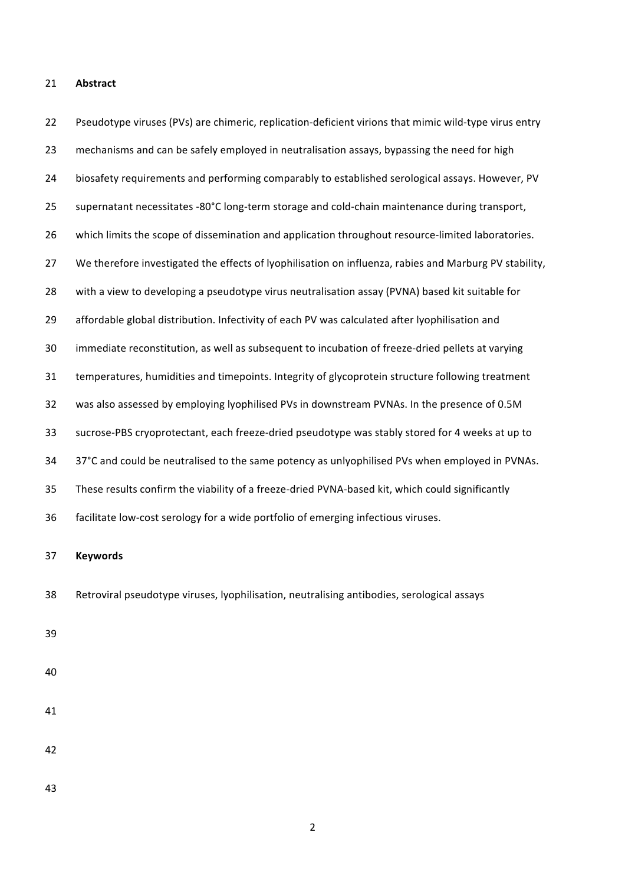## Abstract

Pseudotype viruses (PVs) are chimeric, replication-deficient virions that mimic wild-type virus entry mechanisms and can be safely employed in neutralisation assays, bypassing the need for high biosafety requirements and performing comparably to established serological assays. However, PV supernatant necessitates -80°C long-term storage and cold-chain maintenance during transport, which limits the scope of dissemination and application throughout resource-limited laboratories. We therefore investigated the effects of lyophilisation on influenza, rabies and Marburg PV stability, with a view to developing a pseudotype virus neutralisation assay (PVNA) based kit suitable for affordable global distribution. Infectivity of each PV was calculated after lyophilisation and immediate reconstitution, as well as subsequent to incubation of freeze-dried pellets at varying temperatures, humidities and timepoints. Integrity of glycoprotein structure following treatment was also assessed by employing lyophilised PVs in downstream PVNAs. In the presence of 0.5M sucrose-PBS cryoprotectant, each freeze-dried pseudotype was stably stored for 4 weeks at up to 37°C and could be neutralised to the same potency as unlyophilised PVs when employed in PVNAs. These results confirm the viability of a freeze-dried PVNA-based kit, which could significantly facilitate low-cost serology for a wide portfolio of emerging infectious viruses.

## Keywords

Retroviral pseudotype viruses, lyophilisation, neutralising antibodies, serological assays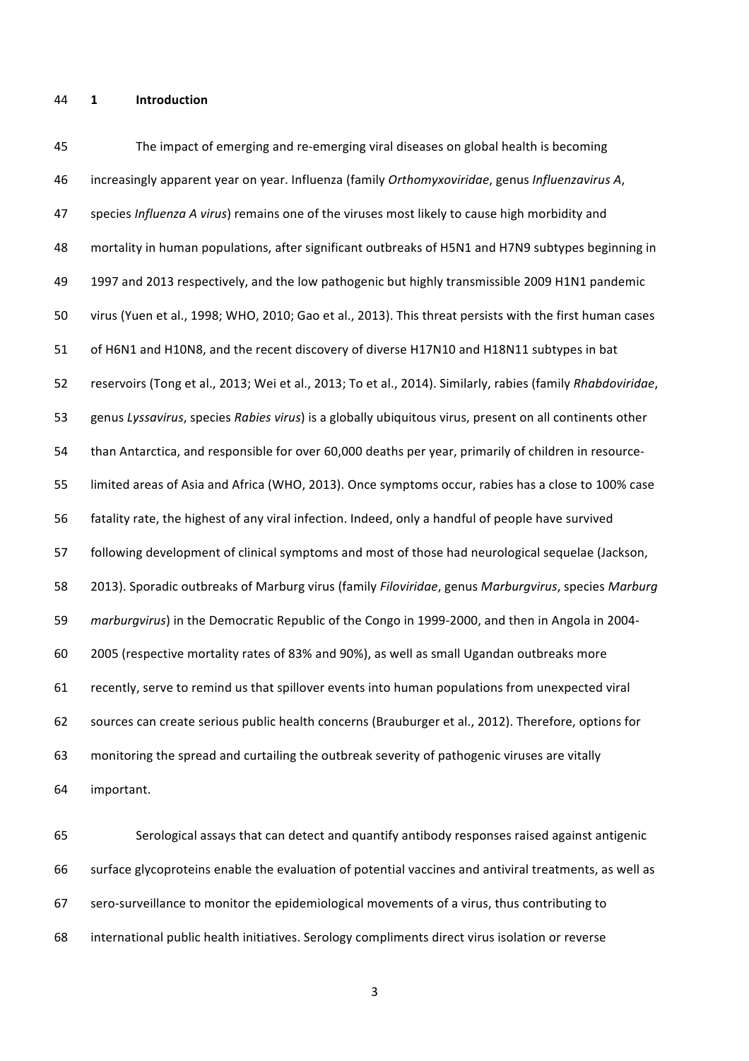# 1 Introduction

The impact of emerging and re-emerging viral diseases on global health is becoming increasingly apparent year on year. Influenza (family *Orthomyxoviridae*, genus *Influenzavirus A*, species *Influenza A virus*) remains one of the viruses most likely to cause high morbidity and mortality in human populations, after significant outbreaks of H5N1 and H7N9 subtypes beginning in 1997 and 2013 respectively, and the low pathogenic but highly transmissible 2009 H1N1 pandemic virus (Yuen et al., 1998; WHO, 2010; Gao et al., 2013). This threat persists with the first human cases of H6N1 and H10N8, and the recent discovery of diverse H17N10 and H18N11 subtypes in bat reservoirs (Tong et al., 2013; Wei et al., 2013; To et al., 2014). Similarly, rabies (family *Rhabdoviridae*, genus *Lyssavirus*, species *Rabies virus*) is a globally ubiquitous virus, present on all continents other than Antarctica, and responsible for over 60,000 deaths per year, primarily of children in resource-limited areas of Asia and Africa (WHO, 2013). Once symptoms occur, rabies has a close to 100% case fatality rate, the highest of any viral infection. Indeed, only a handful of people have survived following development of clinical symptoms and most of those had neurological sequelae (Jackson, 2013). Sporadic outbreaks of Marburg virus (family *Filoviridae*, genus *Marburgvirus*, species *Marburg marburgvirus*) in the Democratic Republic of the Congo in 1999-2000, and then in Angola in 2004-2005 (respective mortality rates of 83% and 90%), as well as small Ugandan outbreaks more recently, serve to remind us that spillover events into human populations from unexpected viral sources can create serious public health concerns (Brauburger et al., 2012). Therefore, options for monitoring the spread and curtailing the outbreak severity of pathogenic viruses are vitally important.

Serological assays that can detect and quantify antibody responses raised against antigenic surface glycoproteins enable the evaluation of potential vaccines and antiviral treatments, as well as sero-surveillance to monitor the epidemiological movements of a virus, thus contributing to international public health initiatives. Serology compliments direct virus isolation or reverse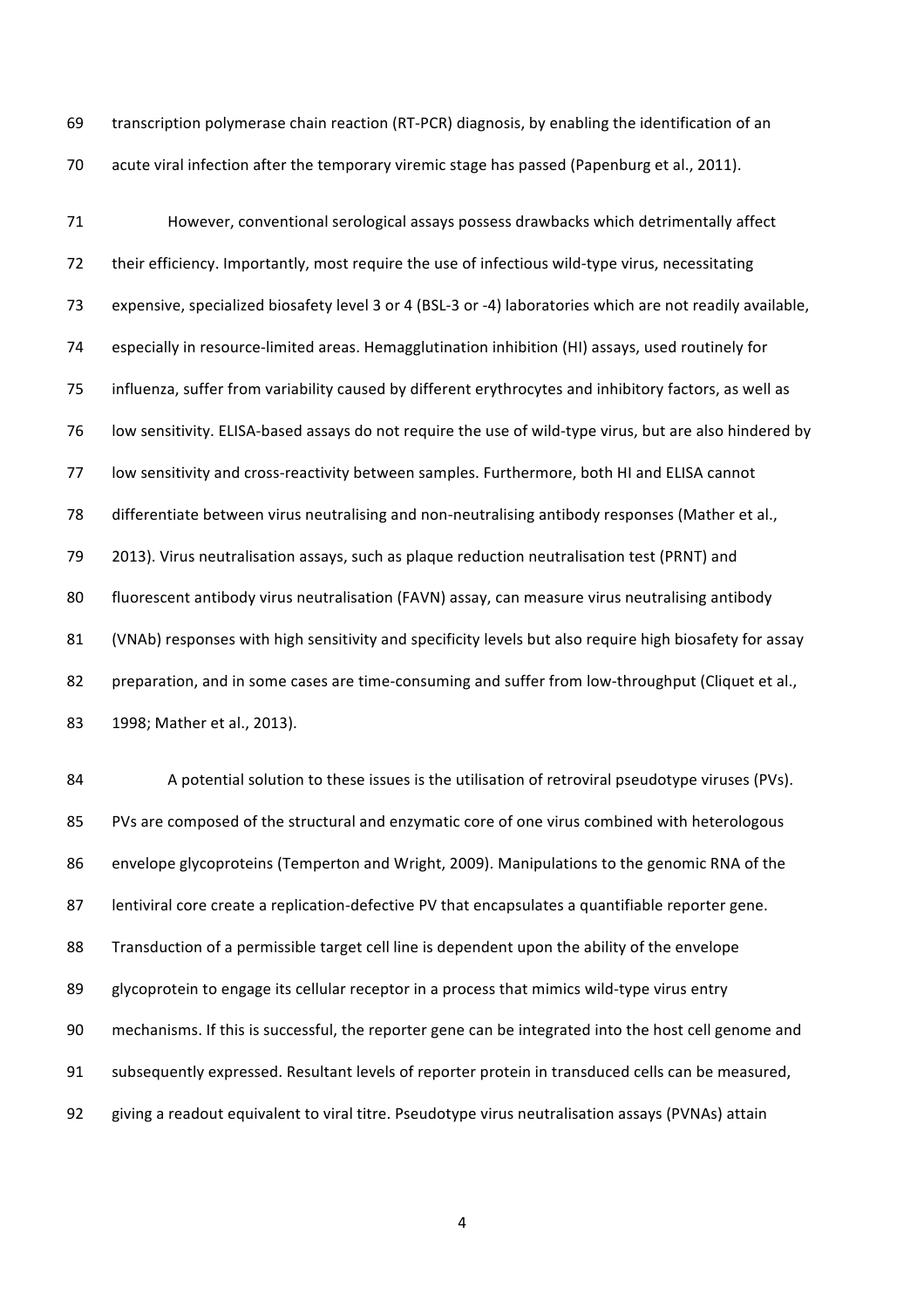transcription polymerase chain reaction (RT-PCR) diagnosis, by enabling the identification of an acute viral infection after the temporary viremic stage has passed (Papenburg et al., 2011).

However, conventional serological assays possess drawbacks which detrimentally affect their efficiency. Importantly, most require the use of infectious wild-type virus, necessitating expensive, specialized biosafety level 3 or 4 (BSL-3 or -4) laboratories which are not readily available, especially in resource-limited areas. Hemagglutination inhibition (HI) assays, used routinely for influenza, suffer from variability caused by different erythrocytes and inhibitory factors, as well as low sensitivity. ELISA-based assays do not require the use of wild-type virus, but are also hindered by low sensitivity and cross-reactivity between samples. Furthermore, both HI and ELISA cannot differentiate between virus neutralising and non-neutralising antibody responses (Mather et al., 2013). Virus neutralisation assays, such as plaque reduction neutralisation test (PRNT) and fluorescent antibody virus neutralisation (FAVN) assay, can measure virus neutralising antibody (VNAb) responses with high sensitivity and specificity levels but also require high biosafety for assay preparation, and in some cases are time-consuming and suffer from low-throughput (Cliquet et al., 1998; Mather et al., 2013).

A potential solution to these issues is the utilisation of retroviral pseudotype viruses (PVs). PVs are composed of the structural and enzymatic core of one virus combined with heterologous envelope glycoproteins (Temperton and Wright, 2009). Manipulations to the genomic RNA of the lentiviral core create a replication-defective PV that encapsulates a quantifiable reporter gene. Transduction of a permissible target cell line is dependent upon the ability of the envelope glycoprotein to engage its cellular receptor in a process that mimics wild-type virus entry mechanisms. If this is successful, the reporter gene can be integrated into the host cell genome and subsequently expressed. Resultant levels of reporter protein in transduced cells can be measured, giving a readout equivalent to viral titre. Pseudotype virus neutralisation assays (PVNAs) attain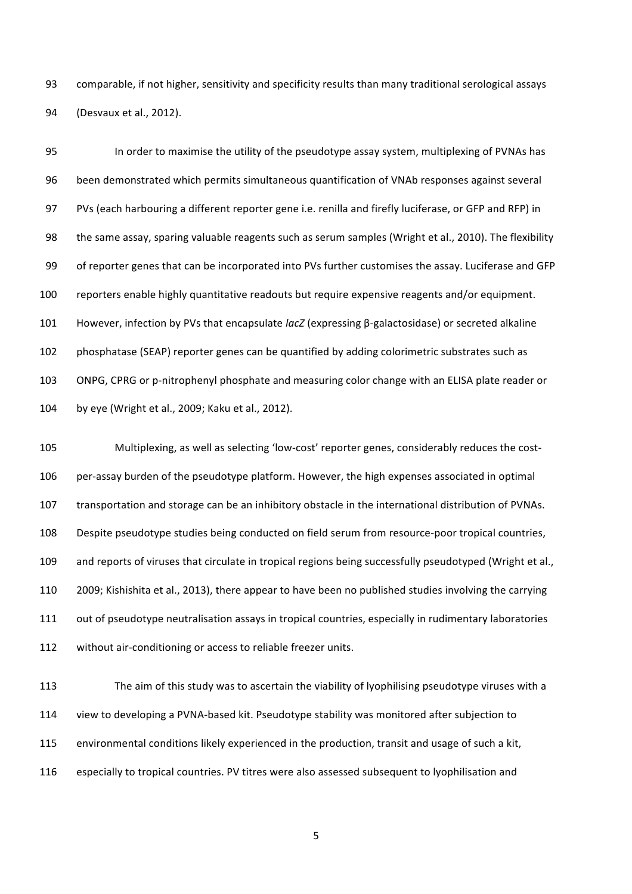comparable, if not higher, sensitivity and specificity results than many traditional serological assays (Desvaux et al., 2012).

In order to maximise the utility of the pseudotype assay system, multiplexing of PVNAs has been demonstrated which permits simultaneous quantification of VNAb responses against several PVs (each harbouring a different reporter gene i.e. renilla and firefly luciferase, or GFP and RFP) in the same assay, sparing valuable reagents such as serum samples (Wright et al., 2010). The flexibility of reporter genes that can be incorporated into PVs further customises the assay. Luciferase and GFP reporters enable highly quantitative readouts but require expensive reagents and/or equipment. However, infection by PVs that encapsulate *lacZ* (expressing β-galactosidase) or secreted alkaline phosphatase (SEAP) reporter genes can be quantified by adding colorimetric substrates such as ONPG, CPRG or p-nitrophenyl phosphate and measuring color change with an ELISA plate reader or by eye (Wright et al., 2009; Kaku et al., 2012).

Multiplexing, as well as selecting 'low-cost' reporter genes, considerably reduces the cost-per-assay burden of the pseudotype platform. However, the high expenses associated in optimal transportation and storage can be an inhibitory obstacle in the international distribution of PVNAs. Despite pseudotype studies being conducted on field serum from resource-poor tropical countries, and reports of viruses that circulate in tropical regions being successfully pseudotyped (Wright et al., 2009; Kishishita et al., 2013), there appear to have been no published studies involving the carrying out of pseudotype neutralisation assays in tropical countries, especially in rudimentary laboratories without air-conditioning or access to reliable freezer units.

The aim of this study was to ascertain the viability of lyophilising pseudotype viruses with a view to developing a PVNA-based kit. Pseudotype stability was monitored after subjection to environmental conditions likely experienced in the production, transit and usage of such a kit, especially to tropical countries. PV titres were also assessed subsequent to lyophilisation and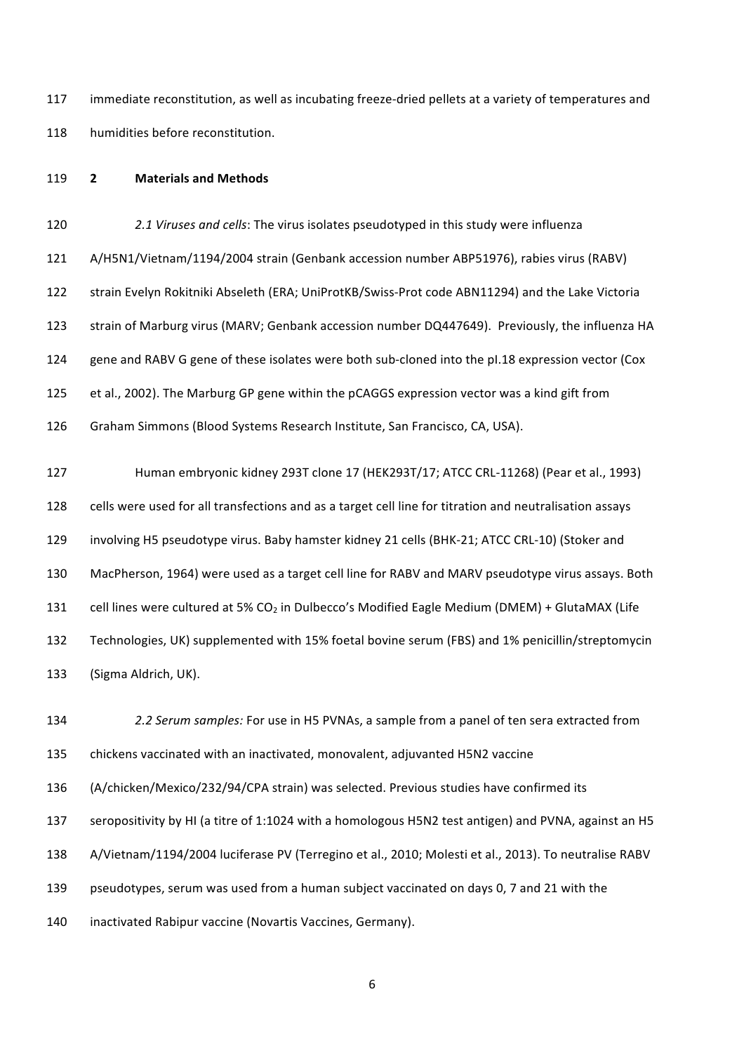immediate reconstitution, as well as incubating freeze-dried pellets at a variety of temperatures and humidities before reconstitution.

## 2 Materials and Methods

*2.1 Viruses and cells*: The virus isolates pseudotyped in this study were influenza A/H5N1/Vietnam/1194/2004 strain (Genbank accession number ABP51976), rabies virus (RABV) strain Evelyn Rokitniki Abseleth (ERA; UniProtKB/Swiss-Prot code ABN11294) and the Lake Victoria strain of Marburg virus (MARV; Genbank accession number DQ447649). Previously, the influenza HA gene and RABV G gene of these isolates were both sub-cloned into the pI.18 expression vector (Cox et al., 2002). The Marburg GP gene within the pCAGGS expression vector was a kind gift from Graham Simmons (Blood Systems Research Institute, San Francisco, CA, USA).

Human embryonic kidney 293T clone 17 (HEK293T/17; ATCC CRL-11268) (Pear et al., 1993) cells were used for all transfections and as a target cell line for titration and neutralisation assays involving H5 pseudotype virus. Baby hamster kidney 21 cells (BHK-21; ATCC CRL-10) (Stoker and MacPherson, 1964) were used as a target cell line for RABV and MARV pseudotype virus assays. Both cell lines were cultured at 5% $CO_2$ in Dulbecco's Modified Eagle Medium (DMEM) + GlutaMAX (Life Technologies, UK) supplemented with 15% foetal bovine serum (FBS) and 1% penicillin/streptomycin (Sigma Aldrich, UK).

*2.2 Serum samples:* For use in H5 PVNAs, a sample from a panel of ten sera extracted from chickens vaccinated with an inactivated, monovalent, adjuvanted H5N2 vaccine (A/chicken/Mexico/232/94/CPA strain) was selected. Previous studies have confirmed its seropositivity by HI (a titre of 1:1024 with a homologous H5N2 test antigen) and PVNA, against an H5 A/Vietnam/1194/2004 luciferase PV (Terregino et al., 2010; Molesti et al., 2013). To neutralise RABV pseudotypes, serum was used from a human subject vaccinated on days 0, 7 and 21 with the inactivated Rabipur vaccine (Novartis Vaccines, Germany).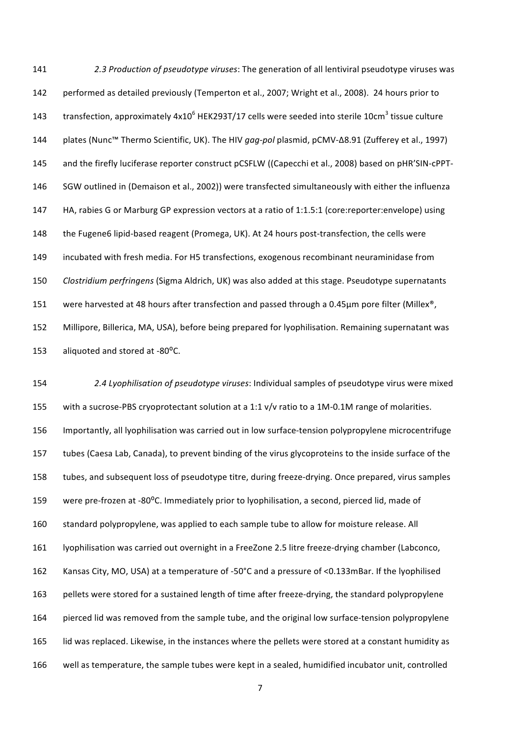*2.3 Production of pseudotype viruses*: The generation of all lentiviral pseudotype viruses was performed as detailed previously (Temperton et al., 2007; Wright et al., 2008). 24 hours prior to transfection, approximately $4x10^6$ HEK293T/17 cells were seeded into sterile $10cm^3$ tissue culture plates (Nunc™ Thermo Scientific, UK). The HIV *gag-pol* plasmid, pCMV-Δ8.91 (Zufferey et al., 1997) and the firefly luciferase reporter construct pCSFLW ((Capecchi et al., 2008) based on pHR'SIN-cPPT-SGW outlined in (Demaison et al., 2002)) were transfected simultaneously with either the influenza HA, rabies G or Marburg GP expression vectors at a ratio of 1:1.5:1 (core:reporter:envelope) using the Fugene6 lipid-based reagent (Promega, UK). At 24 hours post-transfection, the cells were incubated with fresh media. For H5 transfections, exogenous recombinant neuraminidase from *Clostridium perfringens* (Sigma Aldrich, UK) was also added at this stage. Pseudotype supernatants were harvested at 48 hours after transfection and passed through a 0.45µm pore filter (Millex®, Millipore, Billerica, MA, USA), before being prepared for lyophilisation. Remaining supernatant was aliquoted and stored at -80ºC.

*2.4 Lyophilisation of pseudotype viruses*: Individual samples of pseudotype virus were mixed with a sucrose-PBS cryoprotectant solution at a 1:1 v/v ratio to a 1M-0.1M range of molarities. Importantly, all lyophilisation was carried out in low surface-tension polypropylene microcentrifuge tubes (Caesa Lab, Canada), to prevent binding of the virus glycoproteins to the inside surface of the tubes, and subsequent loss of pseudotype titre, during freeze-drying. Once prepared, virus samples were pre-frozen at -80ºC. Immediately prior to lyophilisation, a second, pierced lid, made of standard polypropylene, was applied to each sample tube to allow for moisture release. All lyophilisation was carried out overnight in a FreeZone 2.5 litre freeze-drying chamber (Labconco, Kansas City, MO, USA) at a temperature of -50°C and a pressure of <0.133mBar. If the lyophilised pellets were stored for a sustained length of time after freeze-drying, the standard polypropylene pierced lid was removed from the sample tube, and the original low surface-tension polypropylene lid was replaced. Likewise, in the instances where the pellets were stored at a constant humidity as well as temperature, the sample tubes were kept in a sealed, humidified incubator unit, controlled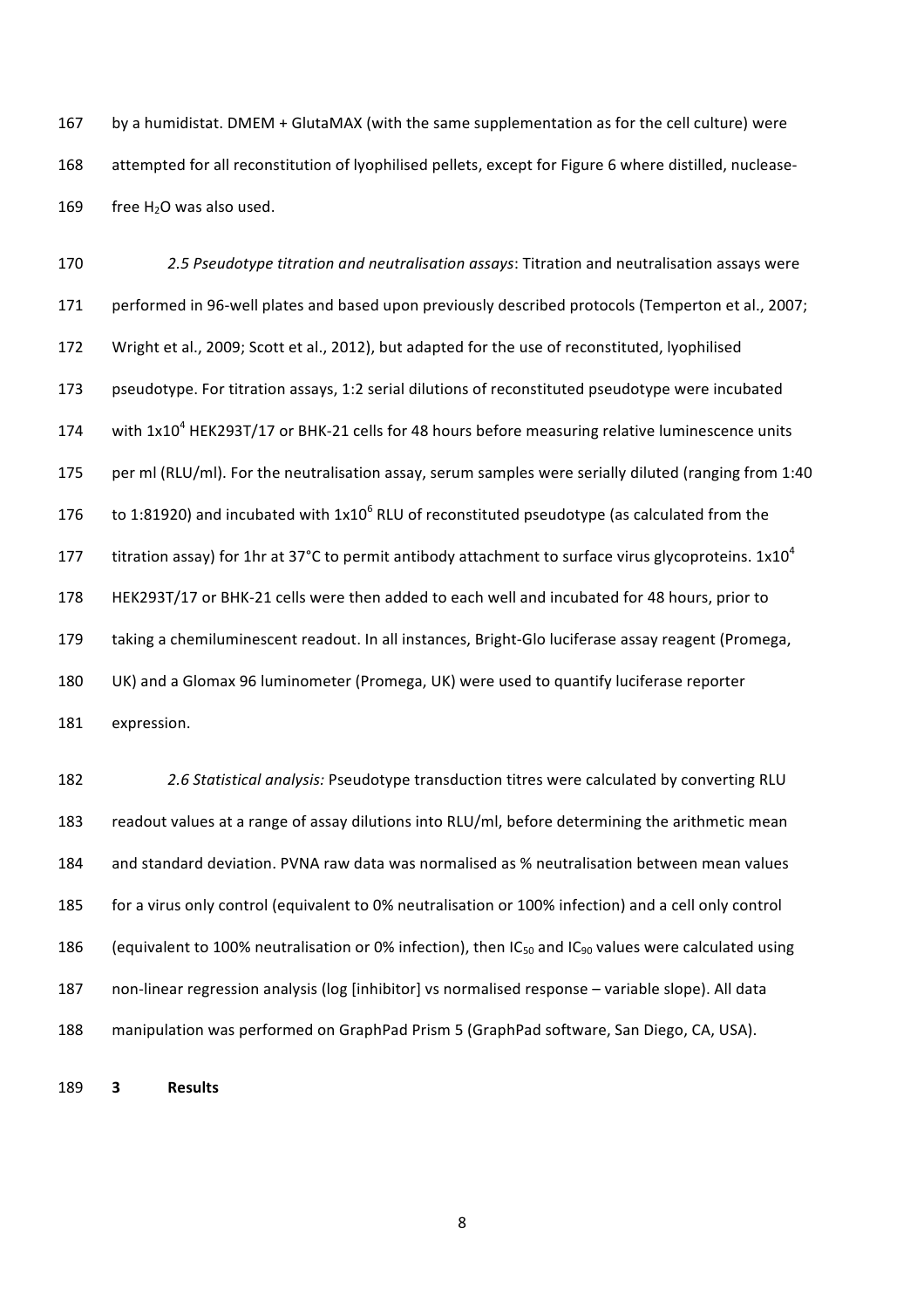by a humidistat. DMEM + GlutaMAX (with the same supplementation as for the cell culture) were attempted for all reconstitution of lyophilised pellets, except for Figure 6 where distilled, nuclease-free $H_2O$ was also used.

*2.5 Pseudotype titration and neutralisation assays*: Titration and neutralisation assays were performed in 96-well plates and based upon previously described protocols (Temperton et al., 2007; Wright et al., 2009; Scott et al., 2012), but adapted for the use of reconstituted, lyophilised pseudotype. For titration assays, 1:2 serial dilutions of reconstituted pseudotype were incubated with $1x10^4$ HEK293T/17 or BHK-21 cells for 48 hours before measuring relative luminescence units per ml (RLU/ml). For the neutralisation assay, serum samples were serially diluted (ranging from 1:40 to 1:81920) and incubated with $1x10^6$ RLU of reconstituted pseudotype (as calculated from the titration assay) for 1hr at 37°C to permit antibody attachment to surface virus glycoproteins. $1x10^4$ HEK293T/17 or BHK-21 cells were then added to each well and incubated for 48 hours, prior to taking a chemiluminescent readout. In all instances, Bright-Glo luciferase assay reagent (Promega, UK) and a Glomax 96 luminometer (Promega, UK) were used to quantify luciferase reporter expression.

*2.6 Statistical analysis:* Pseudotype transduction titres were calculated by converting RLU readout values at a range of assay dilutions into RLU/ml, before determining the arithmetic mean and standard deviation. PVNA raw data was normalised as % neutralisation between mean values for a virus only control (equivalent to 0% neutralisation or 100% infection) and a cell only control (equivalent to 100% neutralisation or 0% infection), then $IC_{50}$ and $IC_{90}$ values were calculated using non-linear regression analysis (log [inhibitor] vs normalised response – variable slope). All data manipulation was performed on GraphPad Prism 5 (GraphPad software, San Diego, CA, USA).

# 3 Results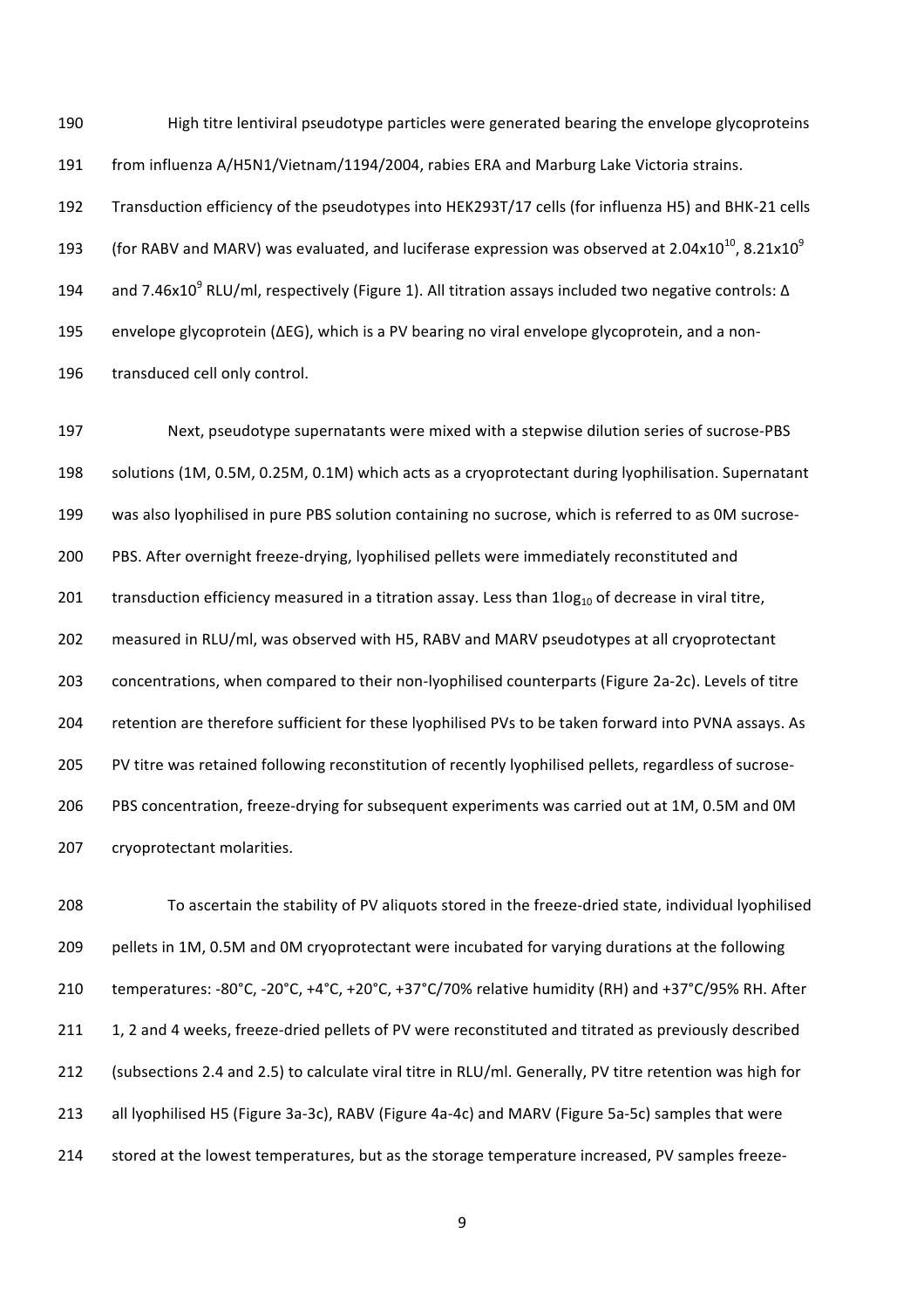High titre lentiviral pseudotype particles were generated bearing the envelope glycoproteins from influenza A/H5N1/Vietnam/1194/2004, rabies ERA and Marburg Lake Victoria strains. Transduction efficiency of the pseudotypes into HEK293T/17 cells (for influenza H5) and BHK-21 cells (for RABV and MARV) was evaluated, and luciferase expression was observed at $2.04 \times 10^{10}$, $8.21 \times 10^{9}$ and $7.46 \times 10^{9}$ RLU/ml, respectively (Figure 1). All titration assays included two negative controls: Δ envelope glycoprotein (ΔEG), which is a PV bearing no viral envelope glycoprotein, and a non-transduced cell only control.

Next, pseudotype supernatants were mixed with a stepwise dilution series of sucrose-PBS solutions (1M, 0.5M, 0.25M, 0.1M) which acts as a cryoprotectant during lyophilisation. Supernatant was also lyophilised in pure PBS solution containing no sucrose, which is referred to as 0M sucrose-PBS. After overnight freeze-drying, lyophilised pellets were immediately reconstituted and transduction efficiency measured in a titration assay. Less than $1\log_{10}$ of decrease in viral titre, measured in RLU/ml, was observed with H5, RABV and MARV pseudotypes at all cryoprotectant concentrations, when compared to their non-lyophilised counterparts (Figure 2a-2c). Levels of titre retention are therefore sufficient for these lyophilised PVs to be taken forward into PVNA assays. As PV titre was retained following reconstitution of recently lyophilised pellets, regardless of sucrose-PBS concentration, freeze-drying for subsequent experiments was carried out at 1M, 0.5M and 0M cryoprotectant molarities.

To ascertain the stability of PV aliquots stored in the freeze-dried state, individual lyophilised pellets in 1M, 0.5M and 0M cryoprotectant were incubated for varying durations at the following temperatures: -80°C, -20°C, +4°C, +20°C, +37°C/70% relative humidity (RH) and +37°C/95% RH. After 1, 2 and 4 weeks, freeze-dried pellets of PV were reconstituted and titrated as previously described (subsections 2.4 and 2.5) to calculate viral titre in RLU/ml. Generally, PV titre retention was high for all lyophilised H5 (Figure 3a-3c), RABV (Figure 4a-4c) and MARV (Figure 5a-5c) samples that were stored at the lowest temperatures, but as the storage temperature increased, PV samples freeze-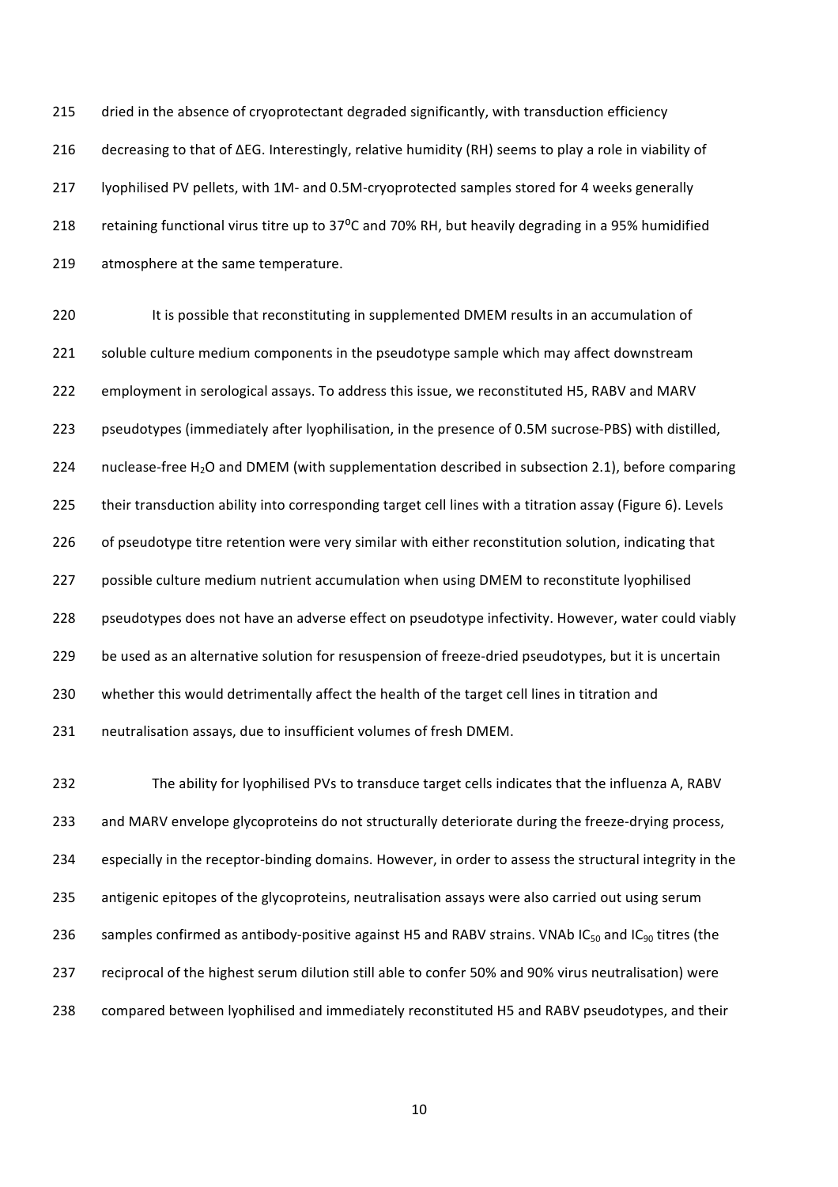dried in the absence of cryoprotectant degraded significantly, with transduction efficiency decreasing to that of ΔEG. Interestingly, relative humidity (RH) seems to play a role in viability of lyophilised PV pellets, with 1M- and 0.5M-cryoprotected samples stored for 4 weeks generally retaining functional virus titre up to 37$^{o}$C and 70% RH, but heavily degrading in a 95% humidified atmosphere at the same temperature.

It is possible that reconstituting in supplemented DMEM results in an accumulation of soluble culture medium components in the pseudotype sample which may affect downstream employment in serological assays. To address this issue, we reconstituted H5, RABV and MARV pseudotypes (immediately after lyophilisation, in the presence of 0.5M sucrose-PBS) with distilled, nuclease-free $H_2O$ and DMEM (with supplementation described in subsection 2.1), before comparing their transduction ability into corresponding target cell lines with a titration assay (Figure 6). Levels of pseudotype titre retention were very similar with either reconstitution solution, indicating that possible culture medium nutrient accumulation when using DMEM to reconstitute lyophilised pseudotypes does not have an adverse effect on pseudotype infectivity. However, water could viably be used as an alternative solution for resuspension of freeze-dried pseudotypes, but it is uncertain whether this would detrimentally affect the health of the target cell lines in titration and neutralisation assays, due to insufficient volumes of fresh DMEM.

The ability for lyophilised PVs to transduce target cells indicates that the influenza A, RABV and MARV envelope glycoproteins do not structurally deteriorate during the freeze-drying process, especially in the receptor-binding domains. However, in order to assess the structural integrity in the antigenic epitopes of the glycoproteins, neutralisation assays were also carried out using serum samples confirmed as antibody-positive against H5 and RABV strains. VNAb $IC_{50}$ and $IC_{90}$ titres (the reciprocal of the highest serum dilution still able to confer 50% and 90% virus neutralisation) were compared between lyophilised and immediately reconstituted H5 and RABV pseudotypes, and their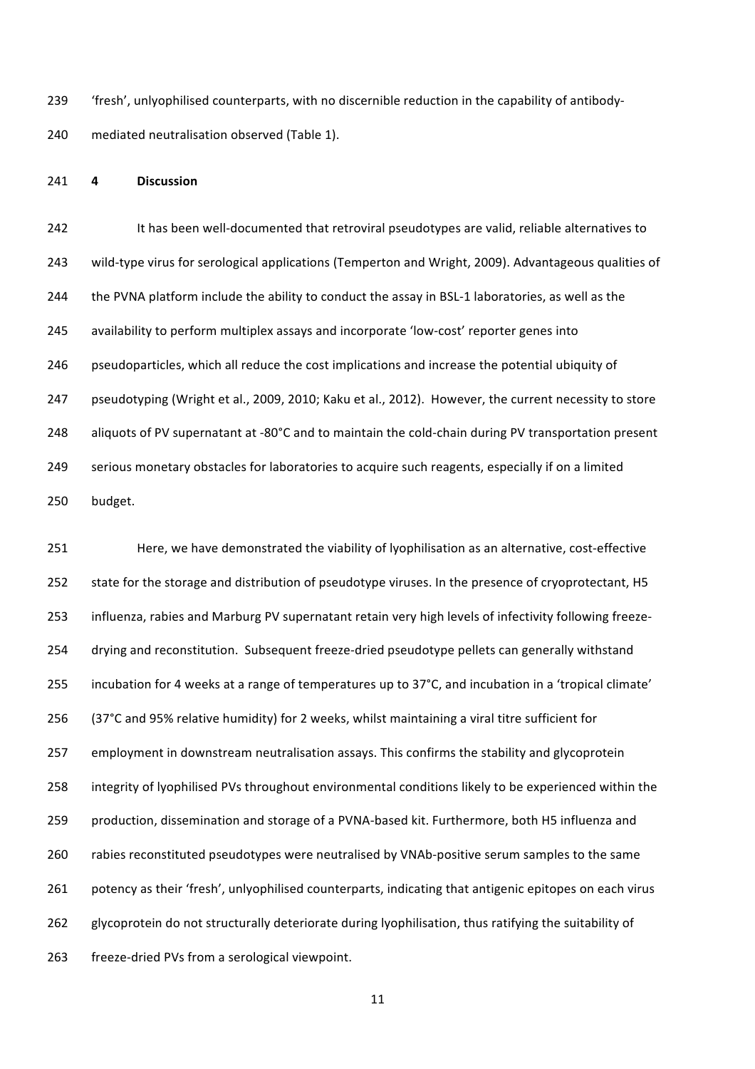'fresh', unlyophilised counterparts, with no discernible reduction in the capability of antibody-mediated neutralisation observed (Table 1).

## 4 Discussion

It has been well-documented that retroviral pseudotypes are valid, reliable alternatives to wild-type virus for serological applications (Temperton and Wright, 2009). Advantageous qualities of the PVNA platform include the ability to conduct the assay in BSL-1 laboratories, as well as the availability to perform multiplex assays and incorporate 'low-cost' reporter genes into pseudoparticles, which all reduce the cost implications and increase the potential ubiquity of pseudotyping (Wright et al., 2009, 2010; Kaku et al., 2012). However, the current necessity to store aliquots of PV supernatant at -80°C and to maintain the cold-chain during PV transportation present serious monetary obstacles for laboratories to acquire such reagents, especially if on a limited budget.

Here, we have demonstrated the viability of lyophilisation as an alternative, cost-effective state for the storage and distribution of pseudotype viruses. In the presence of cryoprotectant, H5 influenza, rabies and Marburg PV supernatant retain very high levels of infectivity following freeze-drying and reconstitution. Subsequent freeze-dried pseudotype pellets can generally withstand incubation for 4 weeks at a range of temperatures up to 37°C, and incubation in a 'tropical climate' (37°C and 95% relative humidity) for 2 weeks, whilst maintaining a viral titre sufficient for employment in downstream neutralisation assays. This confirms the stability and glycoprotein integrity of lyophilised PVs throughout environmental conditions likely to be experienced within the production, dissemination and storage of a PVNA-based kit. Furthermore, both H5 influenza and rabies reconstituted pseudotypes were neutralised by VNAb-positive serum samples to the same potency as their 'fresh', unlyophilised counterparts, indicating that antigenic epitopes on each virus glycoprotein do not structurally deteriorate during lyophilisation, thus ratifying the suitability of freeze-dried PVs from a serological viewpoint.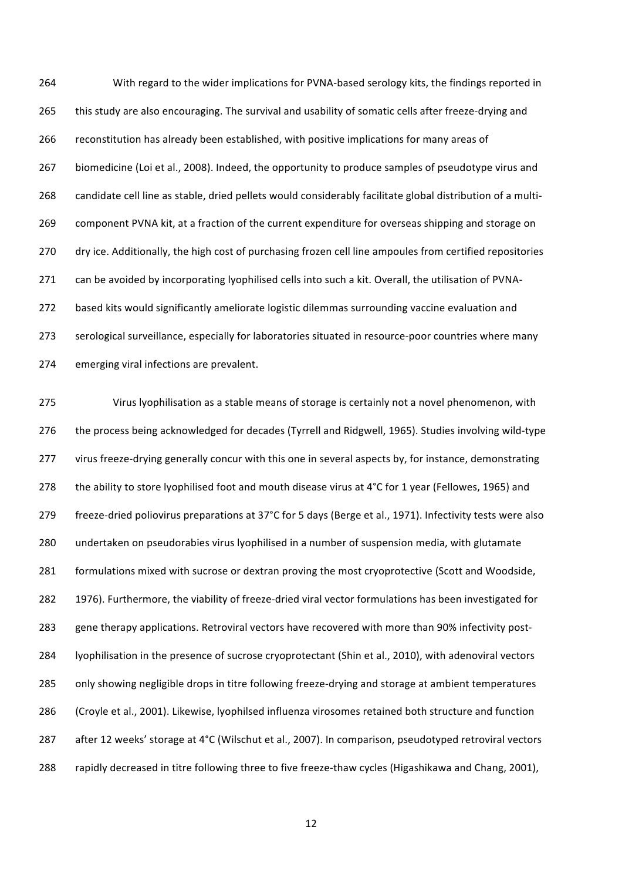With regard to the wider implications for PVNA-based serology kits, the findings reported in this study are also encouraging. The survival and usability of somatic cells after freeze-drying and reconstitution has already been established, with positive implications for many areas of biomedicine (Loi et al., 2008). Indeed, the opportunity to produce samples of pseudotype virus and candidate cell line as stable, dried pellets would considerably facilitate global distribution of a multi-component PVNA kit, at a fraction of the current expenditure for overseas shipping and storage on dry ice. Additionally, the high cost of purchasing frozen cell line ampoules from certified repositories can be avoided by incorporating lyophilised cells into such a kit. Overall, the utilisation of PVNA-based kits would significantly ameliorate logistic dilemmas surrounding vaccine evaluation and serological surveillance, especially for laboratories situated in resource-poor countries where many emerging viral infections are prevalent.

Virus lyophilisation as a stable means of storage is certainly not a novel phenomenon, with the process being acknowledged for decades (Tyrrell and Ridgwell, 1965). Studies involving wild-type virus freeze-drying generally concur with this one in several aspects by, for instance, demonstrating the ability to store lyophilised foot and mouth disease virus at 4°C for 1 year (Fellowes, 1965) and freeze-dried poliovirus preparations at 37°C for 5 days (Berge et al., 1971). Infectivity tests were also undertaken on pseudorabies virus lyophilised in a number of suspension media, with glutamate formulations mixed with sucrose or dextran proving the most cryoprotective (Scott and Woodside, 1976). Furthermore, the viability of freeze-dried viral vector formulations has been investigated for gene therapy applications. Retroviral vectors have recovered with more than 90% infectivity post-lyophilisation in the presence of sucrose cryoprotectant (Shin et al., 2010), with adenoviral vectors only showing negligible drops in titre following freeze-drying and storage at ambient temperatures (Croyle et al., 2001). Likewise, lyophilsed influenza virosomes retained both structure and function after 12 weeks' storage at 4°C (Wilschut et al., 2007). In comparison, pseudotyped retroviral vectors rapidly decreased in titre following three to five freeze-thaw cycles (Higashikawa and Chang, 2001),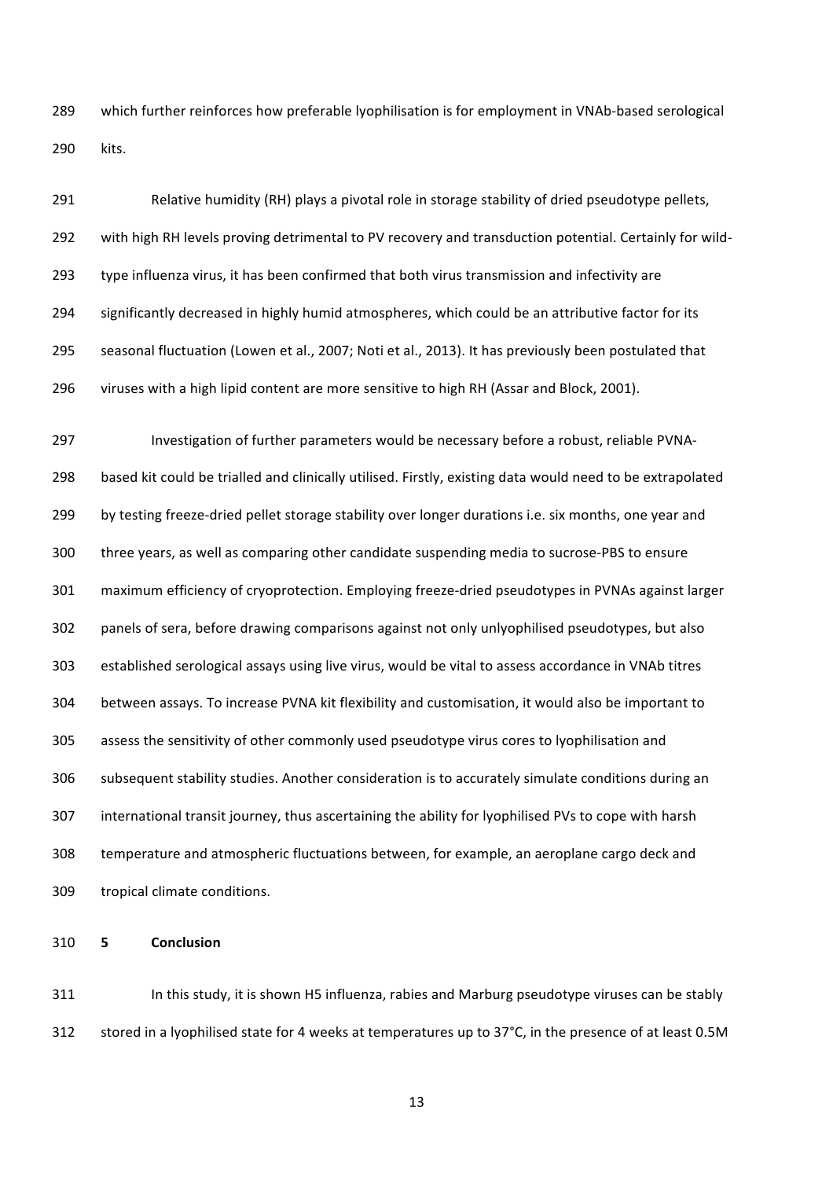which further reinforces how preferable lyophilisation is for employment in VNAb-based serological kits.

Relative humidity (RH) plays a pivotal role in storage stability of dried pseudotype pellets, with high RH levels proving detrimental to PV recovery and transduction potential. Certainly for wild-type influenza virus, it has been confirmed that both virus transmission and infectivity are significantly decreased in highly humid atmospheres, which could be an attributive factor for its seasonal fluctuation (Lowen et al., 2007; Noti et al., 2013). It has previously been postulated that viruses with a high lipid content are more sensitive to high RH (Assar and Block, 2001).

Investigation of further parameters would be necessary before a robust, reliable PVNA-based kit could be trialled and clinically utilised. Firstly, existing data would need to be extrapolated by testing freeze-dried pellet storage stability over longer durations i.e. six months, one year and three years, as well as comparing other candidate suspending media to sucrose-PBS to ensure maximum efficiency of cryoprotection. Employing freeze-dried pseudotypes in PVNAs against larger panels of sera, before drawing comparisons against not only unlyophilised pseudotypes, but also established serological assays using live virus, would be vital to assess accordance in VNAb titres between assays. To increase PVNA kit flexibility and customisation, it would also be important to assess the sensitivity of other commonly used pseudotype virus cores to lyophilisation and subsequent stability studies. Another consideration is to accurately simulate conditions during an international transit journey, thus ascertaining the ability for lyophilised PVs to cope with harsh temperature and atmospheric fluctuations between, for example, an aeroplane cargo deck and tropical climate conditions.

## 5 Conclusion

In this study, it is shown H5 influenza, rabies and Marburg pseudotype viruses can be stably stored in a lyophilised state for 4 weeks at temperatures up to 37°C, in the presence of at least 0.5M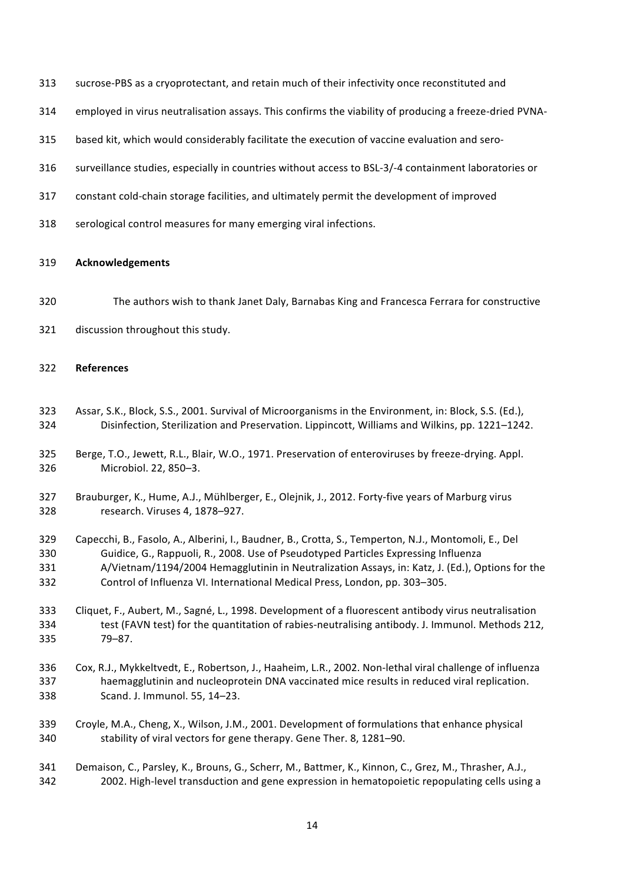sucrose-PBS as a cryoprotectant, and retain much of their infectivity once reconstituted and employed in virus neutralisation assays. This confirms the viability of producing a freeze-dried PVNA-based kit, which would considerably facilitate the execution of vaccine evaluation and sero-surveillance studies, especially in countries without access to BSL-3/-4 containment laboratories or constant cold-chain storage facilities, and ultimately permit the development of improved serological control measures for many emerging viral infections.

## Acknowledgements

The authors wish to thank Janet Daly, Barnabas King and Francesca Ferrara for constructive discussion throughout this study.

## References

Assar, S.K., Block, S.S., 2001. Survival of Microorganisms in the Environment, in: Block, S.S. (Ed.), Disinfection, Sterilization and Preservation. Lippincott, Williams and Wilkins, pp. 1221–1242.

Berge, T.O., Jewett, R.L., Blair, W.O., 1971. Preservation of enteroviruses by freeze-drying. Appl. Microbiol. 22, 850–3.

Brauburger, K., Hume, A.J., Mühlberger, E., Olejnik, J., 2012. Forty-five years of Marburg virus research. Viruses 4, 1878–927.

Capecchi, B., Fasolo, A., Alberini, I., Baudner, B., Crotta, S., Temperton, N.J., Montomoli, E., Del Guidice, G., Rappuoli, R., 2008. Use of Pseudotyped Particles Expressing Influenza A/Vietnam/1194/2004 Hemagglutinin in Neutralization Assays, in: Katz, J. (Ed.), Options for the Control of Influenza VI. International Medical Press, London, pp. 303–305.

Cliquet, F., Aubert, M., Sagné, L., 1998. Development of a fluorescent antibody virus neutralisation test (FAVN test) for the quantitation of rabies-neutralising antibody. J. Immunol. Methods 212, 79–87.

Cox, R.J., Mykkeltvedt, E., Robertson, J., Haaheim, L.R., 2002. Non-lethal viral challenge of influenza haemagglutinin and nucleoprotein DNA vaccinated mice results in reduced viral replication. Scand. J. Immunol. 55, 14–23.

Croyle, M.A., Cheng, X., Wilson, J.M., 2001. Development of formulations that enhance physical stability of viral vectors for gene therapy. Gene Ther. 8, 1281–90.

Demaison, C., Parsley, K., Brouns, G., Scherr, M., Battmer, K., Kinnon, C., Grez, M., Thrasher, A.J., 2002. High-level transduction and gene expression in hematopoietic repopulating cells using a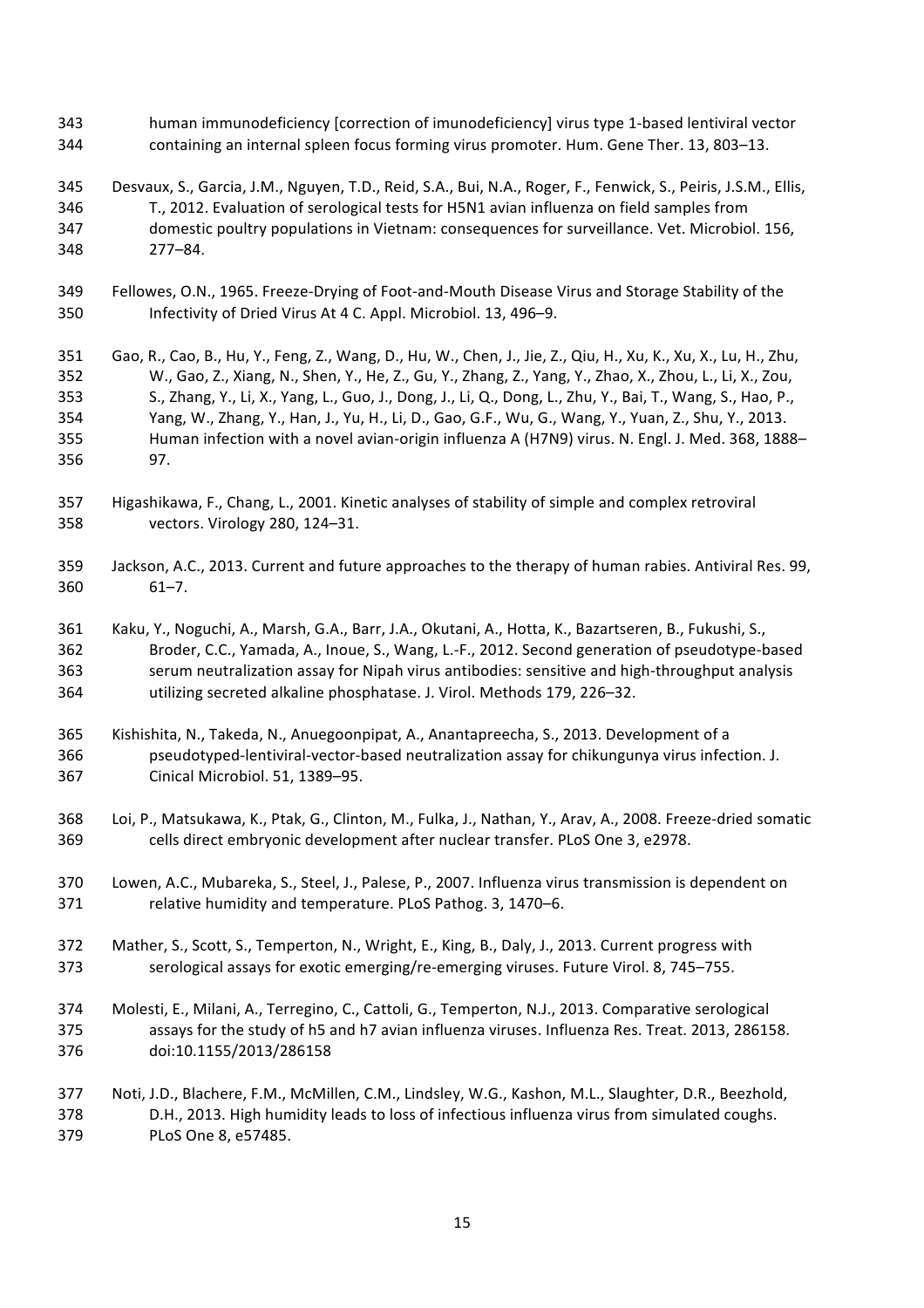human immunodeficiency [correction of imunodeficiency] virus type 1-based lentiviral vector containing an internal spleen focus forming virus promoter. Hum. Gene Ther. 13, 803–13.

Desvaux, S., Garcia, J.M., Nguyen, T.D., Reid, S.A., Bui, N.A., Roger, F., Fenwick, S., Peiris, J.S.M., Ellis, T., 2012. Evaluation of serological tests for H5N1 avian influenza on field samples from domestic poultry populations in Vietnam: consequences for surveillance. Vet. Microbiol. 156, 277–84.

Fellowes, O.N., 1965. Freeze-Drying of Foot-and-Mouth Disease Virus and Storage Stability of the Infectivity of Dried Virus At 4 C. Appl. Microbiol. 13, 496–9.

Gao, R., Cao, B., Hu, Y., Feng, Z., Wang, D., Hu, W., Chen, J., Jie, Z., Qiu, H., Xu, K., Xu, X., Lu, H., Zhu, W., Gao, Z., Xiang, N., Shen, Y., He, Z., Gu, Y., Zhang, Z., Yang, Y., Zhao, X., Zhou, L., Li, X., Zou, S., Zhang, Y., Li, X., Yang, L., Guo, J., Dong, J., Li, Q., Dong, L., Zhu, Y., Bai, T., Wang, S., Hao, P., Yang, W., Zhang, Y., Han, J., Yu, H., Li, D., Gao, G.F., Wu, G., Wang, Y., Yuan, Z., Shu, Y., 2013. Human infection with a novel avian-origin influenza A (H7N9) virus. N. Engl. J. Med. 368, 1888–97.

Higashikawa, F., Chang, L., 2001. Kinetic analyses of stability of simple and complex retroviral vectors. Virology 280, 124–31.

Jackson, A.C., 2013. Current and future approaches to the therapy of human rabies. Antiviral Res. 99, 61–7.

Kaku, Y., Noguchi, A., Marsh, G.A., Barr, J.A., Okutani, A., Hotta, K., Bazartseren, B., Fukushi, S., Broder, C.C., Yamada, A., Inoue, S., Wang, L.-F., 2012. Second generation of pseudotype-based serum neutralization assay for Nipah virus antibodies: sensitive and high-throughput analysis utilizing secreted alkaline phosphatase. J. Virol. Methods 179, 226–32.

Kishishita, N., Takeda, N., Anuegoonpipat, A., Anantapreecha, S., 2013. Development of a pseudotyped-lentiviral-vector-based neutralization assay for chikungunya virus infection. J. Cinical Microbiol. 51, 1389–95.

Loi, P., Matsukawa, K., Ptak, G., Clinton, M., Fulka, J., Nathan, Y., Arav, A., 2008. Freeze-dried somatic cells direct embryonic development after nuclear transfer. PLoS One 3, e2978.

Lowen, A.C., Mubareka, S., Steel, J., Palese, P., 2007. Influenza virus transmission is dependent on relative humidity and temperature. PLoS Pathog. 3, 1470–6.

Mather, S., Scott, S., Temperton, N., Wright, E., King, B., Daly, J., 2013. Current progress with serological assays for exotic emerging/re-emerging viruses. Future Virol. 8, 745–755.

Molesti, E., Milani, A., Terregino, C., Cattoli, G., Temperton, N.J., 2013. Comparative serological assays for the study of h5 and h7 avian influenza viruses. Influenza Res. Treat. 2013, 286158. doi:10.1155/2013/286158

Noti, J.D., Blachere, F.M., McMillen, C.M., Lindsley, W.G., Kashon, M.L., Slaughter, D.R., Beezhold, D.H., 2013. High humidity leads to loss of infectious influenza virus from simulated coughs. PLoS One 8, e57485.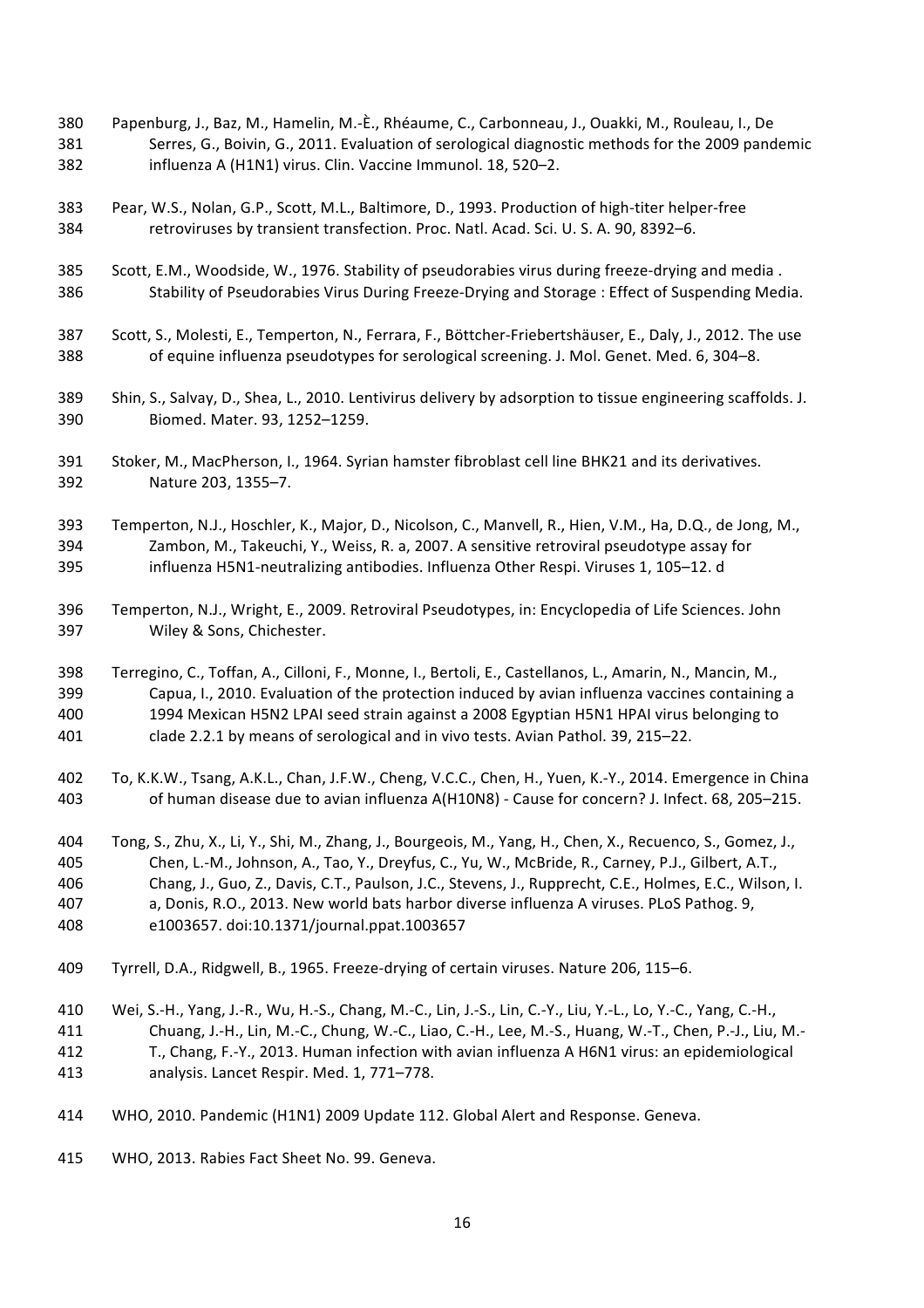Papenburg, J., Baz, M., Hamelin, M.-È., Rhéaume, C., Carbonneau, J., Ouakki, M., Rouleau, I., De Serres, G., Boivin, G., 2011. Evaluation of serological diagnostic methods for the 2009 pandemic influenza A (H1N1) virus. Clin. Vaccine Immunol. 18, 520–2.

Pear, W.S., Nolan, G.P., Scott, M.L., Baltimore, D., 1993. Production of high-titer helper-free retroviruses by transient transfection. Proc. Natl. Acad. Sci. U. S. A. 90, 8392–6.

Scott, E.M., Woodside, W., 1976. Stability of pseudorabies virus during freeze-drying and media . Stability of Pseudorabies Virus During Freeze-Drying and Storage : Effect of Suspending Media.

Scott, S., Molesti, E., Temperton, N., Ferrara, F., Böttcher-Friebertshäuser, E., Daly, J., 2012. The use of equine influenza pseudotypes for serological screening. J. Mol. Genet. Med. 6, 304–8.

Shin, S., Salvay, D., Shea, L., 2010. Lentivirus delivery by adsorption to tissue engineering scaffolds. J. Biomed. Mater. 93, 1252–1259.

Stoker, M., MacPherson, I., 1964. Syrian hamster fibroblast cell line BHK21 and its derivatives. Nature 203, 1355–7.

Temperton, N.J., Hoschler, K., Major, D., Nicolson, C., Manvell, R., Hien, V.M., Ha, D.Q., de Jong, M., Zambon, M., Takeuchi, Y., Weiss, R. a, 2007. A sensitive retroviral pseudotype assay for influenza H5N1-neutralizing antibodies. Influenza Other Respi. Viruses 1, 105–12. d

Temperton, N.J., Wright, E., 2009. Retroviral Pseudotypes, in: Encyclopedia of Life Sciences. John Wiley & Sons, Chichester.

Terregino, C., Toffan, A., Cilloni, F., Monne, I., Bertoli, E., Castellanos, L., Amarin, N., Mancin, M., Capua, I., 2010. Evaluation of the protection induced by avian influenza vaccines containing a 1994 Mexican H5N2 LPAI seed strain against a 2008 Egyptian H5N1 HPAI virus belonging to clade 2.2.1 by means of serological and in vivo tests. Avian Pathol. 39, 215–22.

To, K.K.W., Tsang, A.K.L., Chan, J.F.W., Cheng, V.C.C., Chen, H., Yuen, K.-Y., 2014. Emergence in China of human disease due to avian influenza A(H10N8) - Cause for concern? J. Infect. 68, 205–215.

Tong, S., Zhu, X., Li, Y., Shi, M., Zhang, J., Bourgeois, M., Yang, H., Chen, X., Recuenco, S., Gomez, J., Chen, L.-M., Johnson, A., Tao, Y., Dreyfus, C., Yu, W., McBride, R., Carney, P.J., Gilbert, A.T., Chang, J., Guo, Z., Davis, C.T., Paulson, J.C., Stevens, J., Rupprecht, C.E., Holmes, E.C., Wilson, I. a, Donis, R.O., 2013. New world bats harbor diverse influenza A viruses. PLoS Pathog. 9, e1003657. doi:10.1371/journal.ppat.1003657

Tyrrell, D.A., Ridgwell, B., 1965. Freeze-drying of certain viruses. Nature 206, 115–6.

Wei, S.-H., Yang, J.-R., Wu, H.-S., Chang, M.-C., Lin, J.-S., Lin, C.-Y., Liu, Y.-L., Lo, Y.-C., Yang, C.-H., Chuang, J.-H., Lin, M.-C., Chung, W.-C., Liao, C.-H., Lee, M.-S., Huang, W.-T., Chen, P.-J., Liu, M.-T., Chang, F.-Y., 2013. Human infection with avian influenza A H6N1 virus: an epidemiological analysis. Lancet Respir. Med. 1, 771–778.

WHO, 2010. Pandemic (H1N1) 2009 Update 112. Global Alert and Response. Geneva.

WHO, 2013. Rabies Fact Sheet No. 99. Geneva.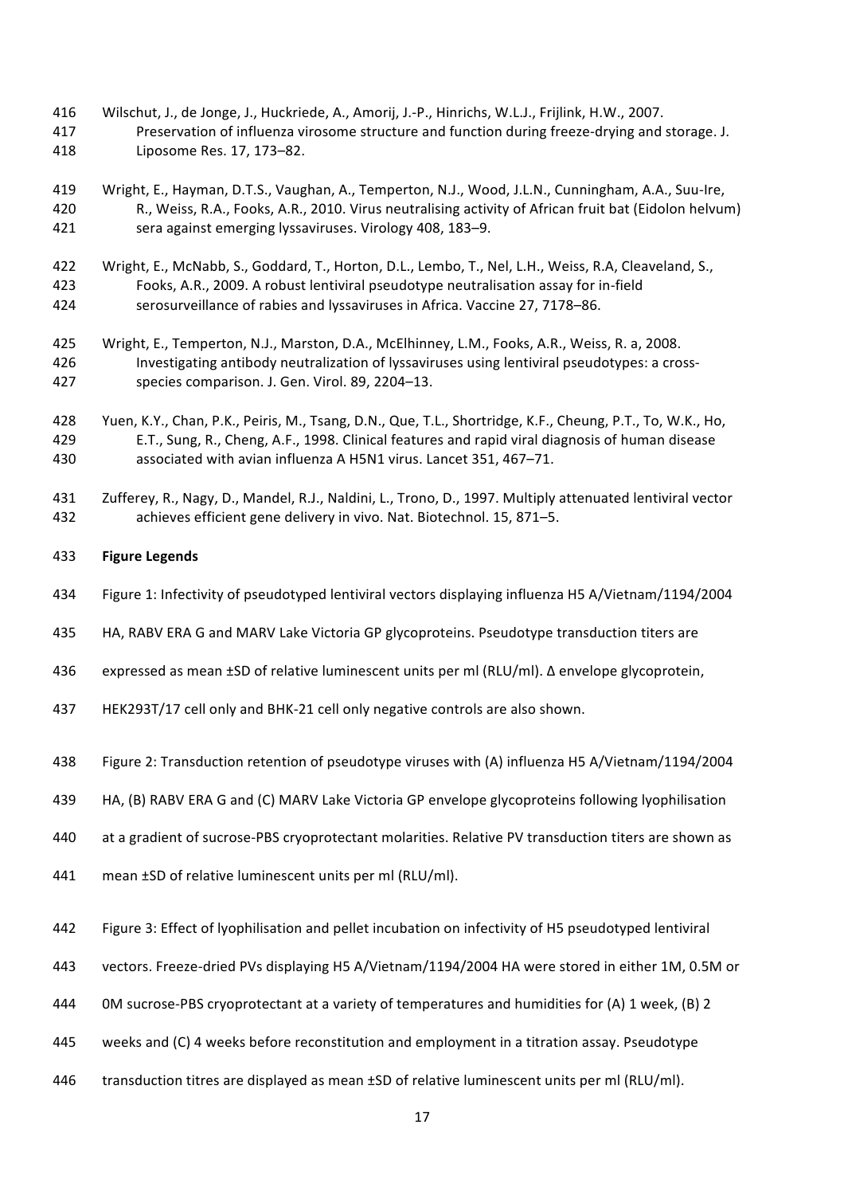Wilschut, J., de Jonge, J., Huckriede, A., Amorij, J.-P., Hinrichs, W.L.J., Frijlink, H.W., 2007. Preservation of influenza virosome structure and function during freeze-drying and storage. J. Liposome Res. 17, 173–82.

Wright, E., Hayman, D.T.S., Vaughan, A., Temperton, N.J., Wood, J.L.N., Cunningham, A.A., Suu-Ire, R., Weiss, R.A., Fooks, A.R., 2010. Virus neutralising activity of African fruit bat (Eidolon helvum) sera against emerging lyssaviruses. Virology 408, 183–9.

Wright, E., McNabb, S., Goddard, T., Horton, D.L., Lembo, T., Nel, L.H., Weiss, R.A, Cleaveland, S., Fooks, A.R., 2009. A robust lentiviral pseudotype neutralisation assay for in-field serosurveillance of rabies and lyssaviruses in Africa. Vaccine 27, 7178–86.

Wright, E., Temperton, N.J., Marston, D.A., McElhinney, L.M., Fooks, A.R., Weiss, R. a, 2008. Investigating antibody neutralization of lyssaviruses using lentiviral pseudotypes: a cross-species comparison. J. Gen. Virol. 89, 2204–13.

Yuen, K.Y., Chan, P.K., Peiris, M., Tsang, D.N., Que, T.L., Shortridge, K.F., Cheung, P.T., To, W.K., Ho, E.T., Sung, R., Cheng, A.F., 1998. Clinical features and rapid viral diagnosis of human disease associated with avian influenza A H5N1 virus. Lancet 351, 467–71.

Zufferey, R., Nagy, D., Mandel, R.J., Naldini, L., Trono, D., 1997. Multiply attenuated lentiviral vector achieves efficient gene delivery in vivo. Nat. Biotechnol. 15, 871–5.

## Figure Legends

Figure 1: Infectivity of pseudotyped lentiviral vectors displaying influenza H5 A/Vietnam/1194/2004 HA, RABV ERA G and MARV Lake Victoria GP glycoproteins. Pseudotype transduction titers are expressed as mean ±SD of relative luminescent units per ml (RLU/ml). Δ envelope glycoprotein, HEK293T/17 cell only and BHK-21 cell only negative controls are also shown.

Figure 2: Transduction retention of pseudotype viruses with (A) influenza H5 A/Vietnam/1194/2004 HA, (B) RABV ERA G and (C) MARV Lake Victoria GP envelope glycoproteins following lyophilisation at a gradient of sucrose-PBS cryoprotectant molarities. Relative PV transduction titers are shown as mean ±SD of relative luminescent units per ml (RLU/ml).

Figure 3: Effect of lyophilisation and pellet incubation on infectivity of H5 pseudotyped lentiviral vectors. Freeze-dried PVs displaying H5 A/Vietnam/1194/2004 HA were stored in either 1M, 0.5M or 0M sucrose-PBS cryoprotectant at a variety of temperatures and humidities for (A) 1 week, (B) 2 weeks and (C) 4 weeks before reconstitution and employment in a titration assay. Pseudotype transduction titres are displayed as mean ±SD of relative luminescent units per ml (RLU/ml).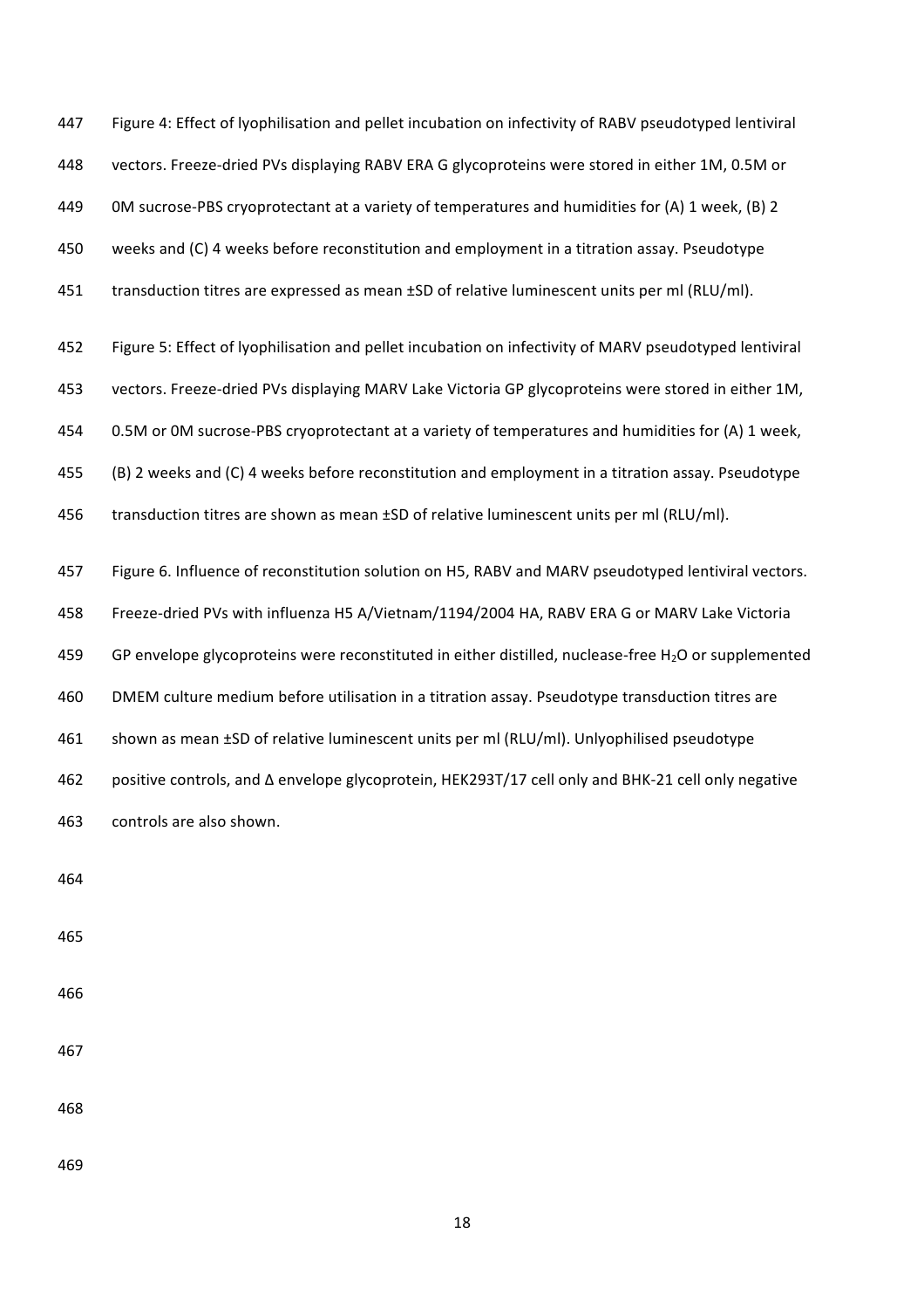Figure 4: Effect of lyophilisation and pellet incubation on infectivity of RABV pseudotyped lentiviral vectors. Freeze-dried PVs displaying RABV ERA G glycoproteins were stored in either 1M, 0.5M or 0M sucrose-PBS cryoprotectant at a variety of temperatures and humidities for (A) 1 week, (B) 2 weeks and (C) 4 weeks before reconstitution and employment in a titration assay. Pseudotype transduction titres are expressed as mean ±SD of relative luminescent units per ml (RLU/ml).

Figure 5: Effect of lyophilisation and pellet incubation on infectivity of MARV pseudotyped lentiviral vectors. Freeze-dried PVs displaying MARV Lake Victoria GP glycoproteins were stored in either 1M, 0.5M or 0M sucrose-PBS cryoprotectant at a variety of temperatures and humidities for (A) 1 week, (B) 2 weeks and (C) 4 weeks before reconstitution and employment in a titration assay. Pseudotype transduction titres are shown as mean ±SD of relative luminescent units per ml (RLU/ml).

Figure 6. Influence of reconstitution solution on H5, RABV and MARV pseudotyped lentiviral vectors. Freeze-dried PVs with influenza H5 A/Vietnam/1194/2004 HA, RABV ERA G or MARV Lake Victoria GP envelope glycoproteins were reconstituted in either distilled, nuclease-free $H_2O$ or supplemented DMEM culture medium before utilisation in a titration assay. Pseudotype transduction titres are shown as mean ±SD of relative luminescent units per ml (RLU/ml). Unlyophilised pseudotype positive controls, and Δ envelope glycoprotein, HEK293T/17 cell only and BHK-21 cell only negative controls are also shown.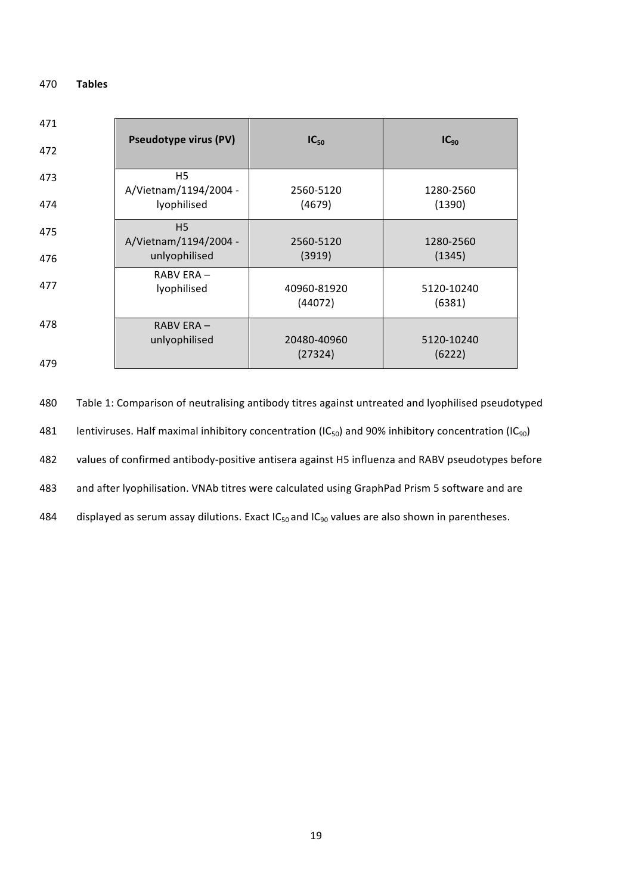**Tables**

| Pseudotype virus (PV) | $IC_{50}$ | $IC_{90}$ |
|---|---|---|
| H5 A/Vietnam/1194/2004 - lyophilised | 2560-5120 (4679) | 1280-2560 (1390) |
| H5 A/Vietnam/1194/2004 - unlyophilised | 2560-5120 (3919) | 1280-2560 (1345) |
| RABV ERA – lyophilised | 40960-81920 (44072) | 5120-10240 (6381) |
| RABV ERA – unlyophilised | 20480-40960 (27324) | 5120-10240 (6222) |

Table 1: Comparison of neutralising antibody titres against untreated and lyophilised pseudotyped lentiviruses. Half maximal inhibitory concentration ($IC_{50}$) and 90% inhibitory concentration ($IC_{90}$) values of confirmed antibody-positive antisera against H5 influenza and RABV pseudotypes before and after lyophilisation. VNAb titres were calculated using GraphPad Prism 5 software and are displayed as serum assay dilutions. Exact $IC_{50}$ and $IC_{90}$ values are also shown in parentheses.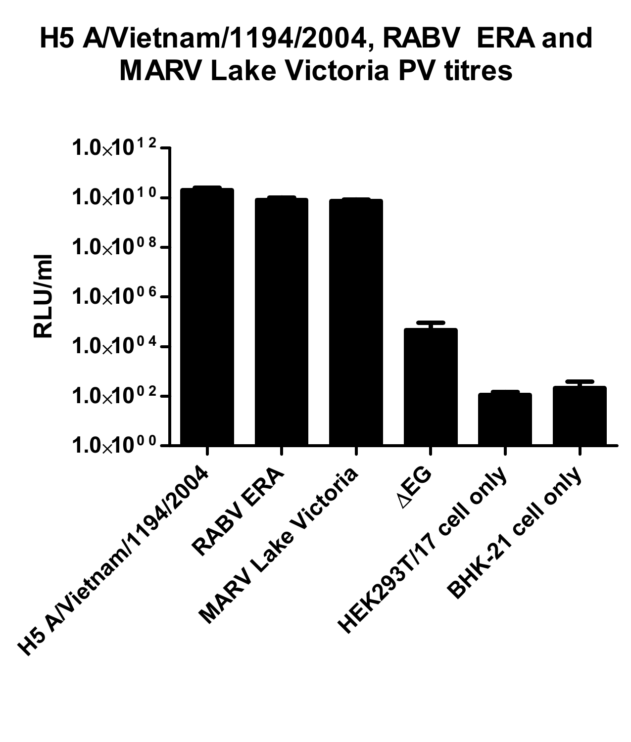# H5 A/Vietnam/1194/2004, RABV ERA and MARV Lake Victoria PV titres

RLU/ml

$1.0\times10^{12}$

$1.0\times10^{10}$

$1.0\times10^{08}$

$1.0\times10^{06}$

$1.0\times10^{04}$

$1.0\times10^{02}$

$1.0\times10^{00}$

H5 A/Vietnam/1194/2004

RABV ERA

MARV Lake Victoria

ΔEG

HEK293T/17 cell only

BHK-21 cell only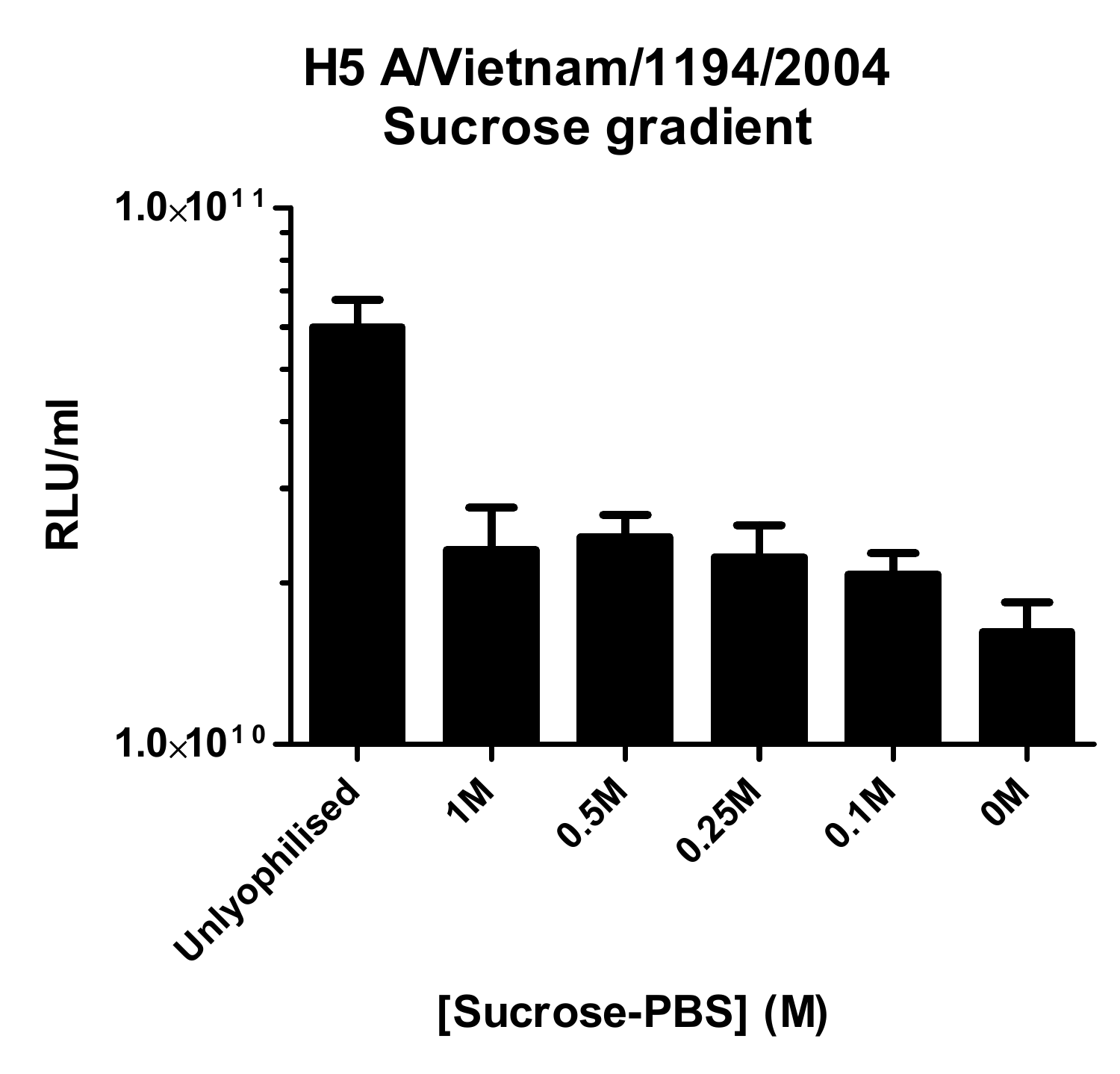# H5 A/Vietnam/1194/2004
## Sucrose gradient

RLU/ml

$1.0 \times 10^{11}$

$1.0 \times 10^{10}$

Unlyophilised, 1M, 0.5M, 0.25M, 0.1M, 0M

[Sucrose-PBS] (M)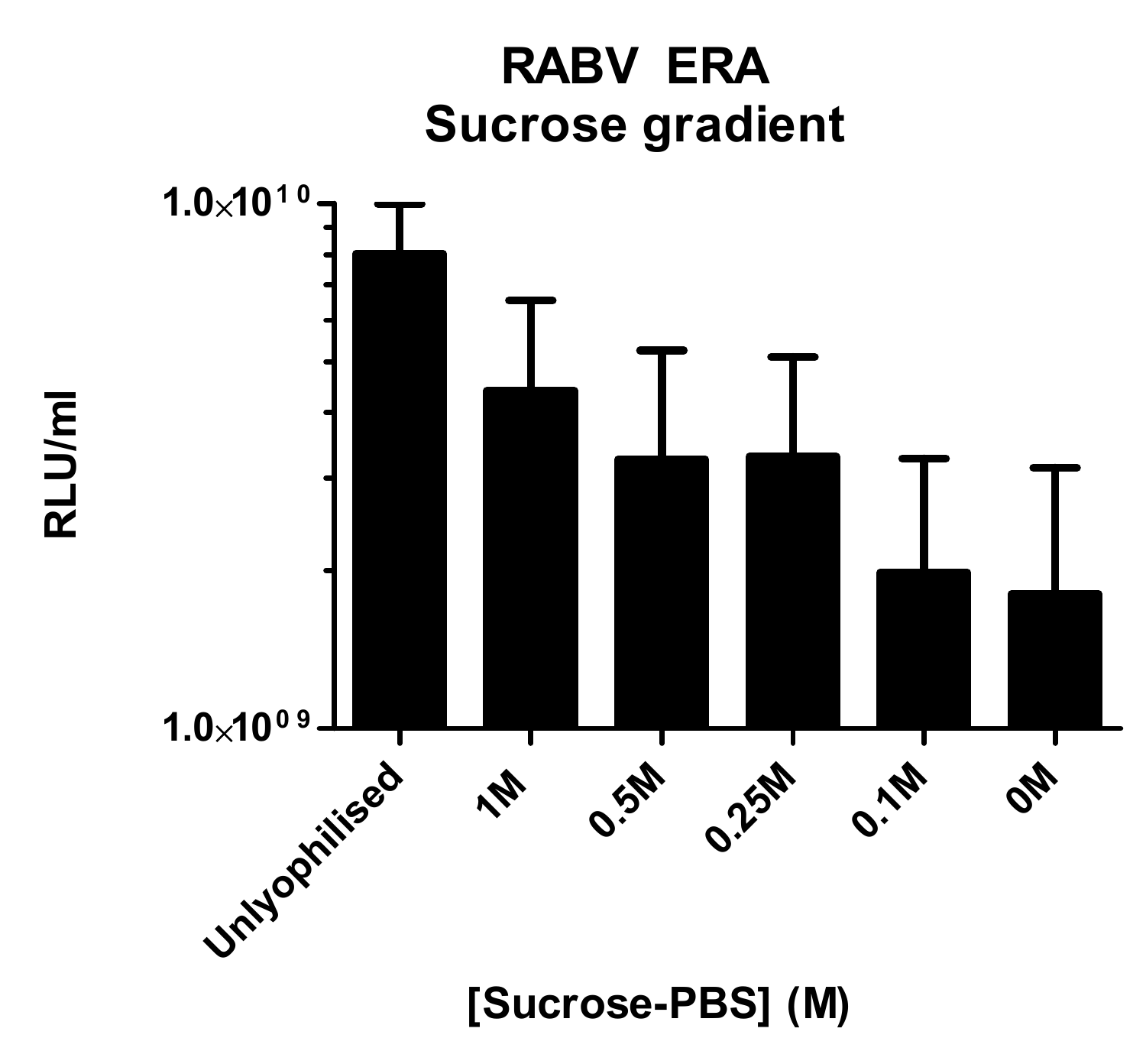**RABV ERA**
**Sucrose gradient**

RLU/ml

$1.0\times10^{10}$

$1.0\times10^{9}$

Unlyophilised
1M
0.5M
0.25M
0.1M
0M

[Sucrose-PBS] (M)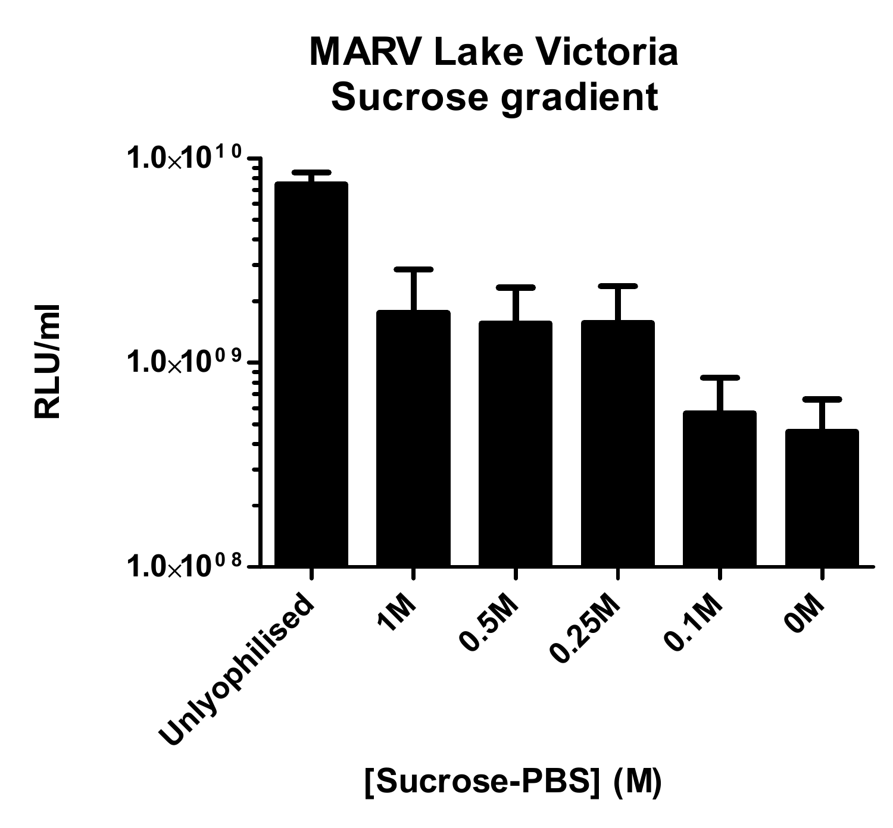# MARV Lake Victoria
# Sucrose gradient

RLU/ml

$1.0\times10^{10}$

$1.0\times10^{9}$

$1.0\times10^{8}$

Unlyophilised

1M

0.5M

0.25M

0.1M

0M

[Sucrose-PBS] (M)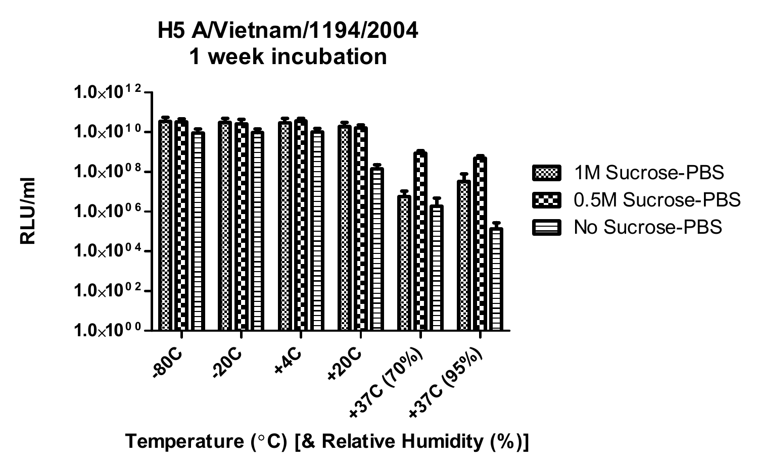**H5 A/Vietnam/1194/2004**
**1 week incubation**

RLU/ml: $1.0\times10^{00}$, $1.0\times10^{02}$, $1.0\times10^{04}$, $1.0\times10^{06}$, $1.0\times10^{08}$, $1.0\times10^{10}$, $1.0\times10^{12}$

-80C, -20C, +4C, +20C, +37C (70%), +37C (95%)

**Temperature (°C) [& Relative Humidity (%)]**

- 1M Sucrose-PBS
- 0.5M Sucrose-PBS
- No Sucrose-PBS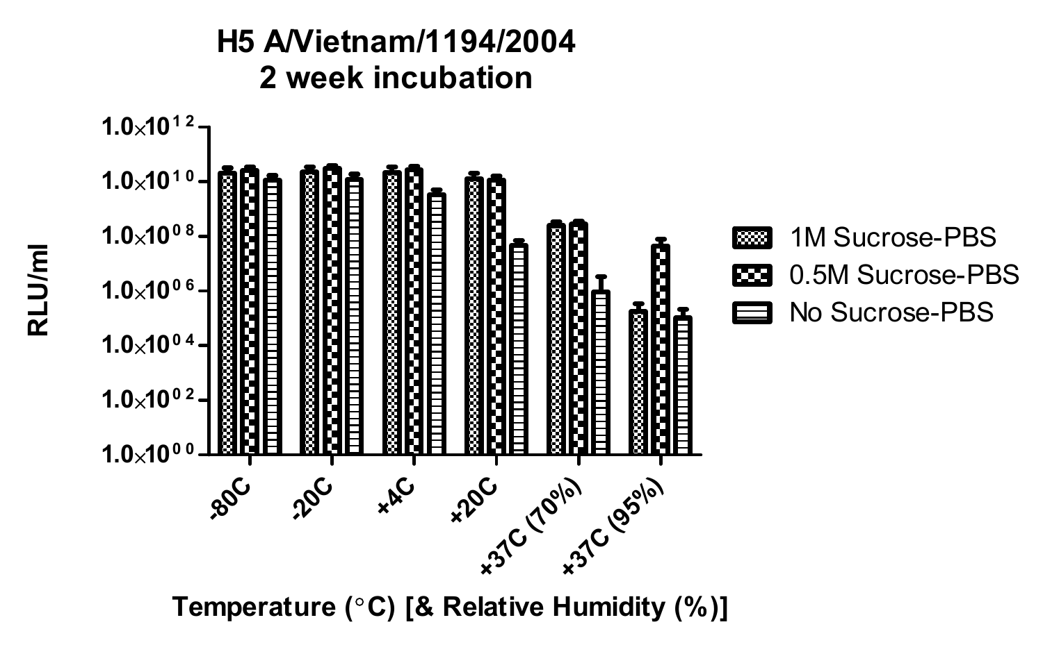# H5 A/Vietnam/1194/2004
## 2 week incubation

RLU/ml

$1.0\times10^{12}$

$1.0\times10^{10}$

$1.0\times10^{08}$

$1.0\times10^{06}$

$1.0\times10^{04}$

$1.0\times10^{02}$

$1.0\times10^{00}$

-80C

-20C

+4C

+20C

+37C (70%)

+37C (95%)

Temperature (°C) [& Relative Humidity (%)]

- 1M Sucrose-PBS
- 0.5M Sucrose-PBS
- No Sucrose-PBS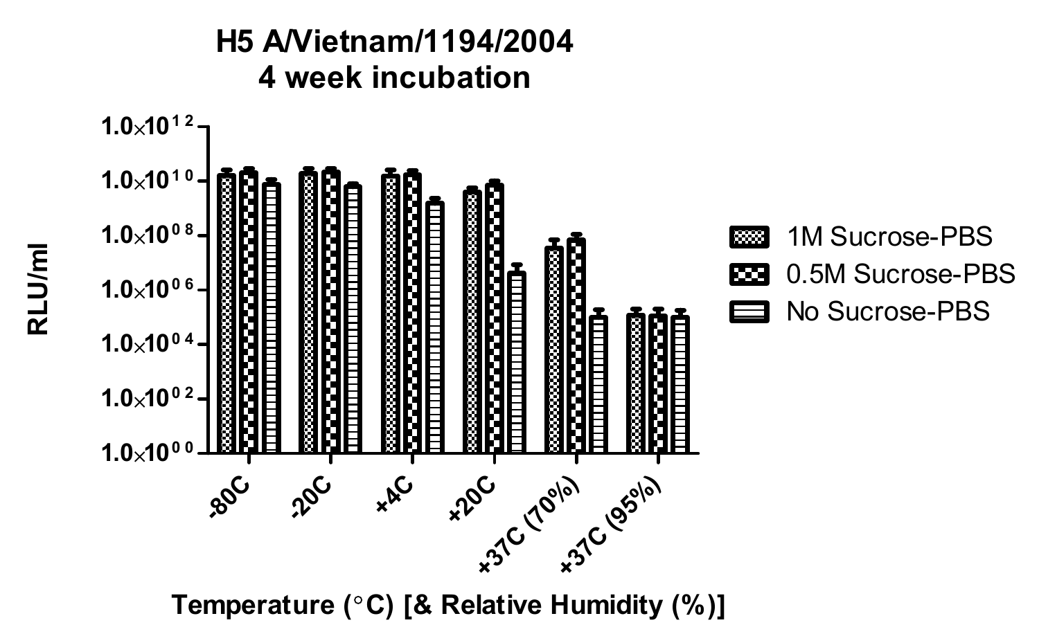# H5 A/Vietnam/1194/2004
## 4 week incubation

RLU/ml

$1.0\times10^{12}$, $1.0\times10^{10}$, $1.0\times10^{08}$, $1.0\times10^{06}$, $1.0\times10^{04}$, $1.0\times10^{02}$, $1.0\times10^{00}$

-80C, -20C, +4C, +20C, +37C (70%), +37C (95%)

Temperature (°C) [& Relative Humidity (%)]

- 1M Sucrose-PBS
- 0.5M Sucrose-PBS
- No Sucrose-PBS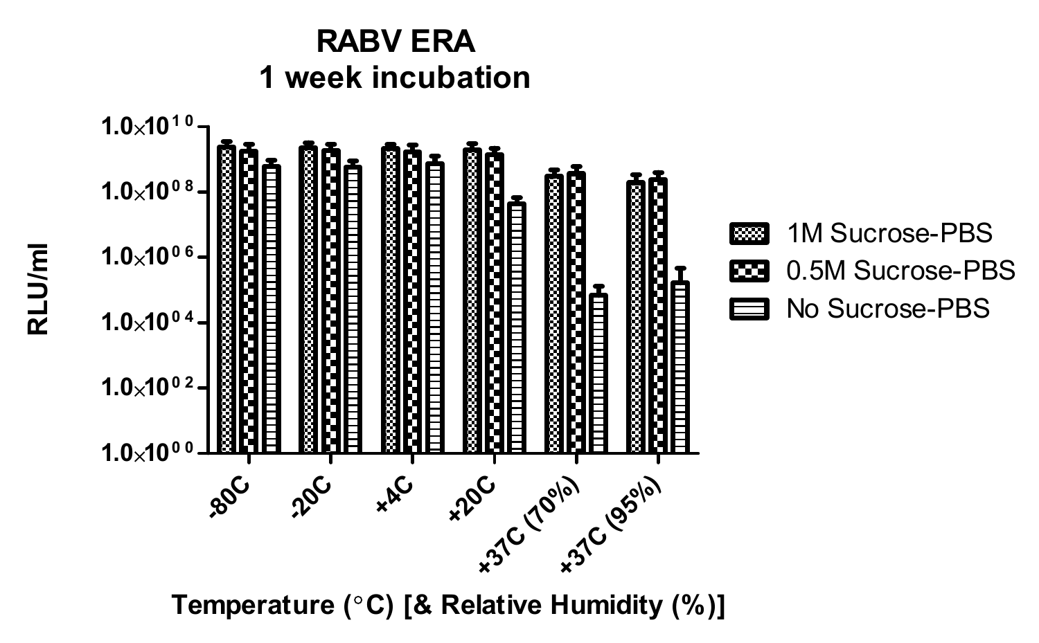**RABV ERA**
**1 week incubation**

RLU/ml

$1.0\times10^{10}$

$1.0\times10^{08}$

$1.0\times10^{06}$

$1.0\times10^{04}$

$1.0\times10^{02}$

$1.0\times10^{00}$

-80C

-20C

+4C

+20C

+37C (70%)

+37C (95%)

Temperature (°C) [& Relative Humidity (%)]

- 1M Sucrose-PBS
- 0.5M Sucrose-PBS
- No Sucrose-PBS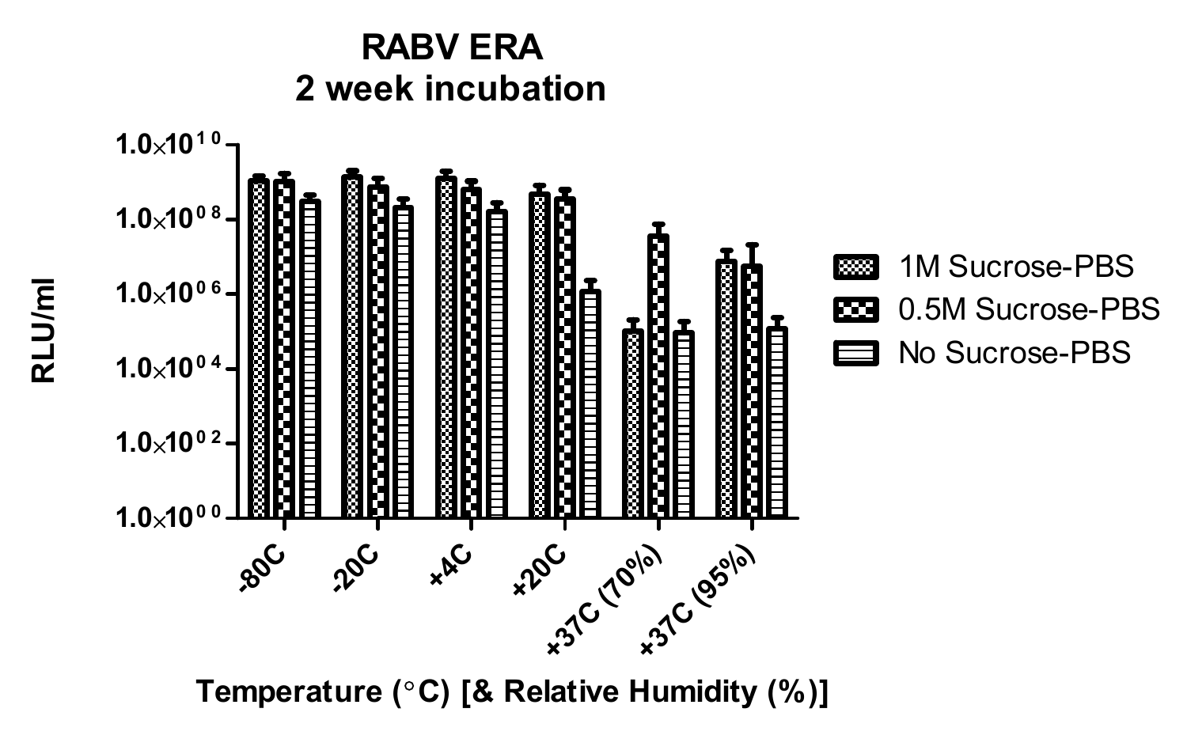**RABV ERA**
**2 week incubation**

RLU/ml

$1.0\times10^{10}$
$1.0\times10^{08}$
$1.0\times10^{06}$
$1.0\times10^{04}$
$1.0\times10^{02}$
$1.0\times10^{00}$

-80C
-20C
+4C
+20C
+37C (70%)
+37C (95%)

**Temperature (°C) [& Relative Humidity (%)]**

- 1M Sucrose-PBS
- 0.5M Sucrose-PBS
- No Sucrose-PBS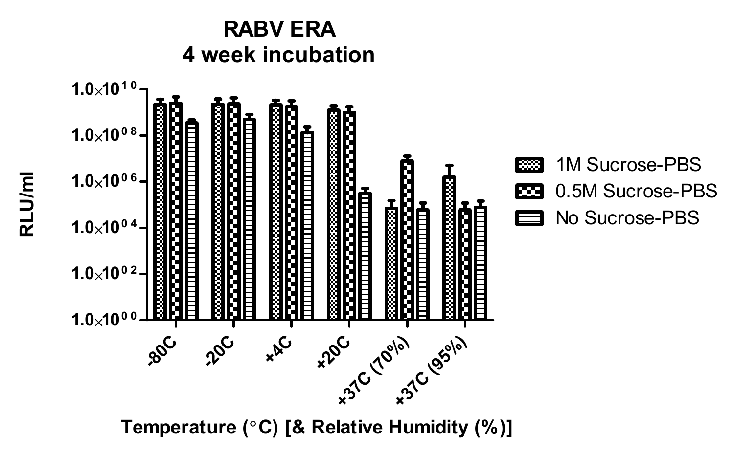**RABV ERA**
**4 week incubation**

RLU/ml

$1.0\times10^{10}$

$1.0\times10^{08}$

$1.0\times10^{06}$

$1.0\times10^{04}$

$1.0\times10^{02}$

$1.0\times10^{00}$

-80C | -20C | +4C | +20C | +37C (70%) | +37C (95%)

**Temperature (°C) [& Relative Humidity (%)]**

- 1M Sucrose-PBS
- 0.5M Sucrose-PBS
- No Sucrose-PBS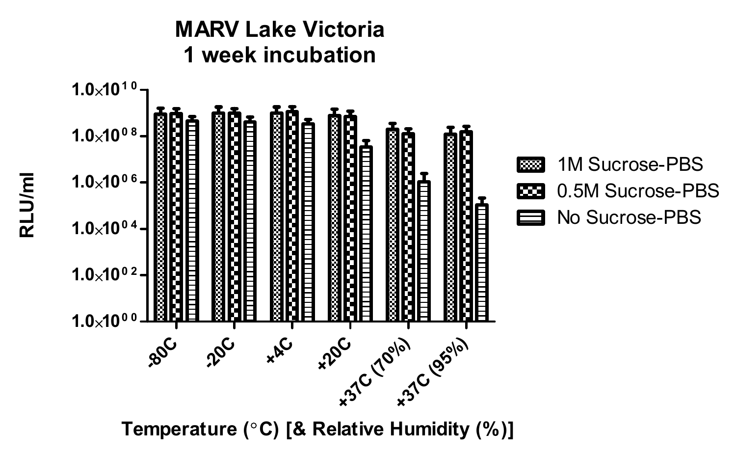**MARV Lake Victoria**
**1 week incubation**

RLU/ml

$1.0 \times 10^{10}$

$1.0 \times 10^{08}$

$1.0 \times 10^{06}$

$1.0 \times 10^{04}$

$1.0 \times 10^{02}$

$1.0 \times 10^{00}$

-80C | -20C | +4C | +20C | +37C (70%) | +37C (95%)

**Temperature (°C) [& Relative Humidity (%)]**

- 1M Sucrose-PBS
- 0.5M Sucrose-PBS
- No Sucrose-PBS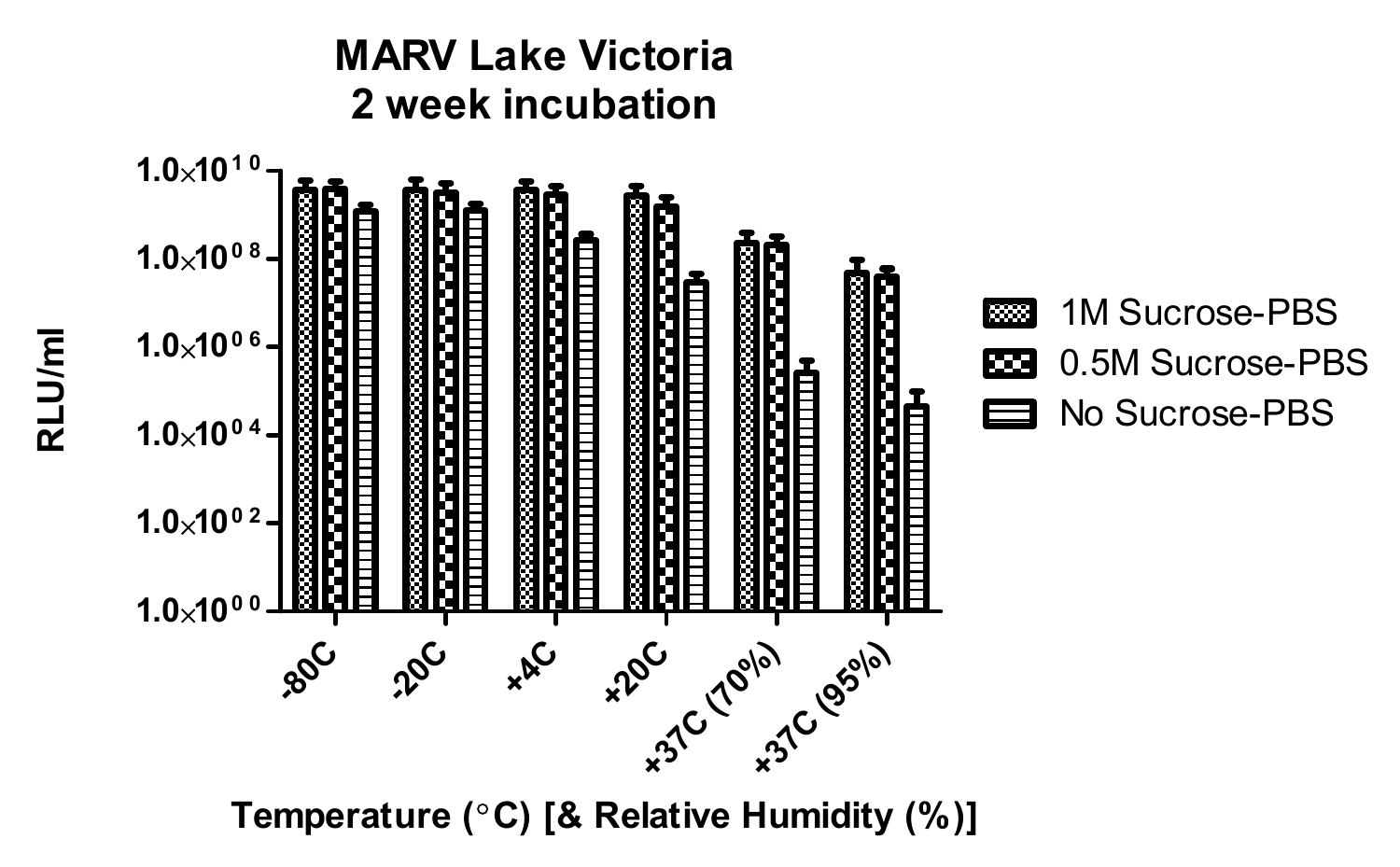**MARV Lake Victoria**
**2 week incubation**

RLU/ml: $1.0\times10^{00}$, $1.0\times10^{02}$, $1.0\times10^{04}$, $1.0\times10^{06}$, $1.0\times10^{08}$, $1.0\times10^{10}$

Temperature (°C) [& Relative Humidity (%)]: -80C, -20C, +4C, +20C, +37C (70%), +37C (95%)

- 1M Sucrose-PBS
- 0.5M Sucrose-PBS
- No Sucrose-PBS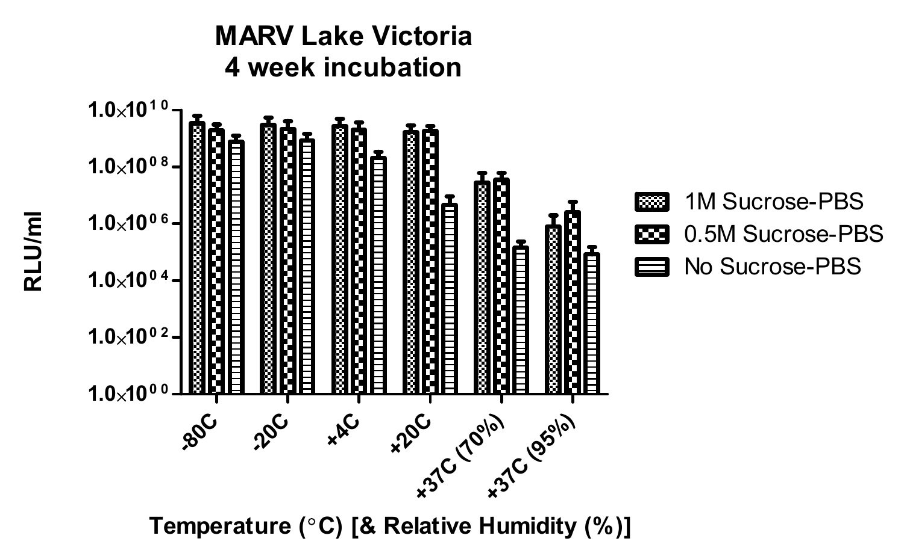**MARV Lake Victoria**
**4 week incubation**

RLU/ml

$1.0\times10^{10}$

$1.0\times10^{08}$

$1.0\times10^{06}$

$1.0\times10^{04}$

$1.0\times10^{02}$

$1.0\times10^{00}$

-80C | -20C | +4C | +20C | +37C (70%) | +37C (95%)

**Temperature (°C) [& Relative Humidity (%)]**

- 1M Sucrose-PBS
- 0.5M Sucrose-PBS
- No Sucrose-PBS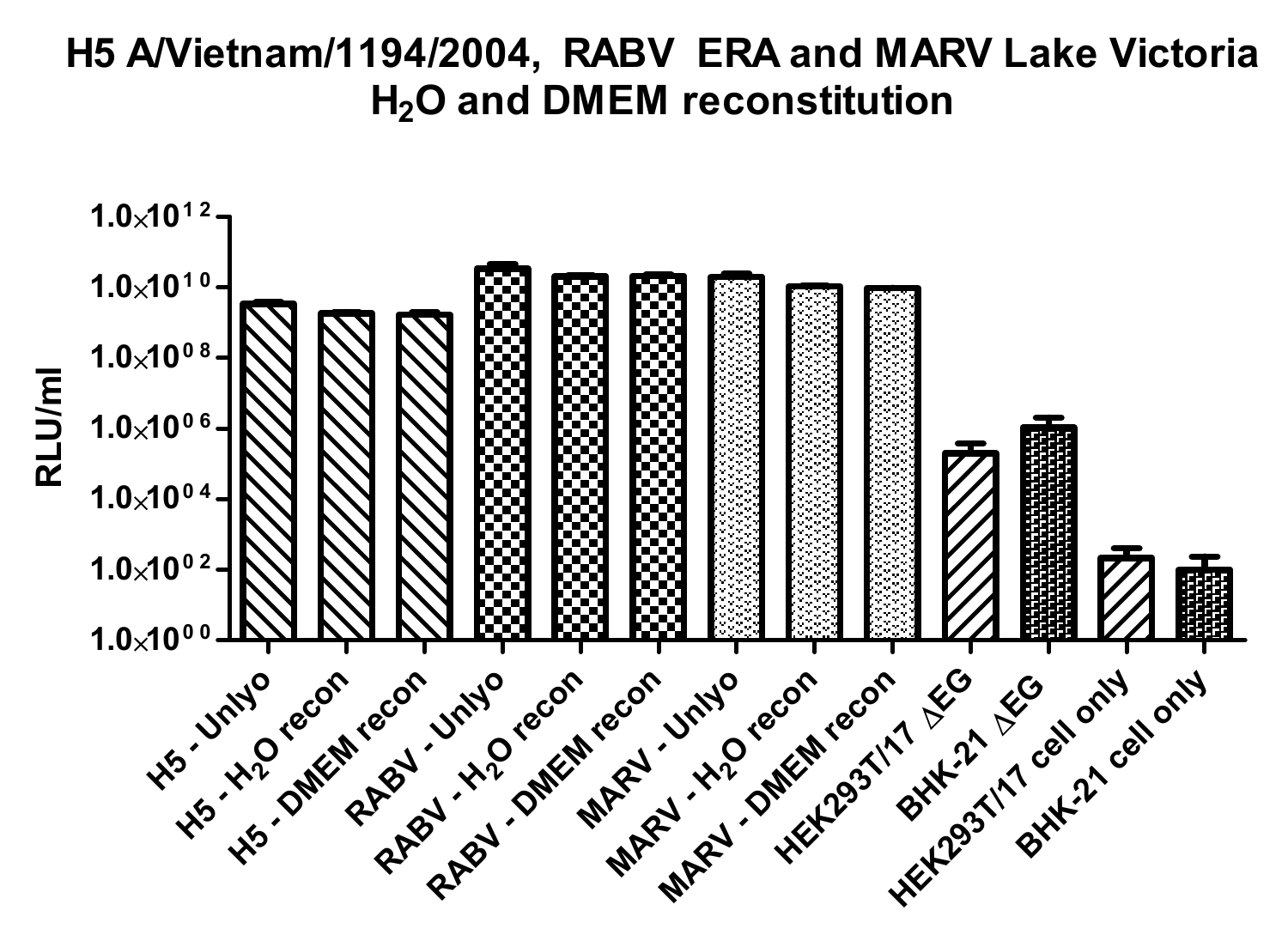# H5 A/Vietnam/1194/2004, RABV ERA and MARV Lake Victoria $H_2O$ and DMEM reconstitution

RLU/ml

$1.0\times10^{12}$

$1.0\times10^{10}$

$1.0\times10^{08}$

$1.0\times10^{06}$

$1.0\times10^{04}$

$1.0\times10^{02}$

$1.0\times10^{00}$

H5 - Unlyo

H5 - $H_2O$ recon

H5 - DMEM recon

RABV - Unlyo

RABV - $H_2O$ recon

RABV - DMEM recon

MARV - Unlyo

MARV - $H_2O$ recon

MARV - DMEM recon

HEK293T/17 $\Delta$EG

BHK-21 $\Delta$EG

HEK293T/17 cell only

BHK-21 cell only